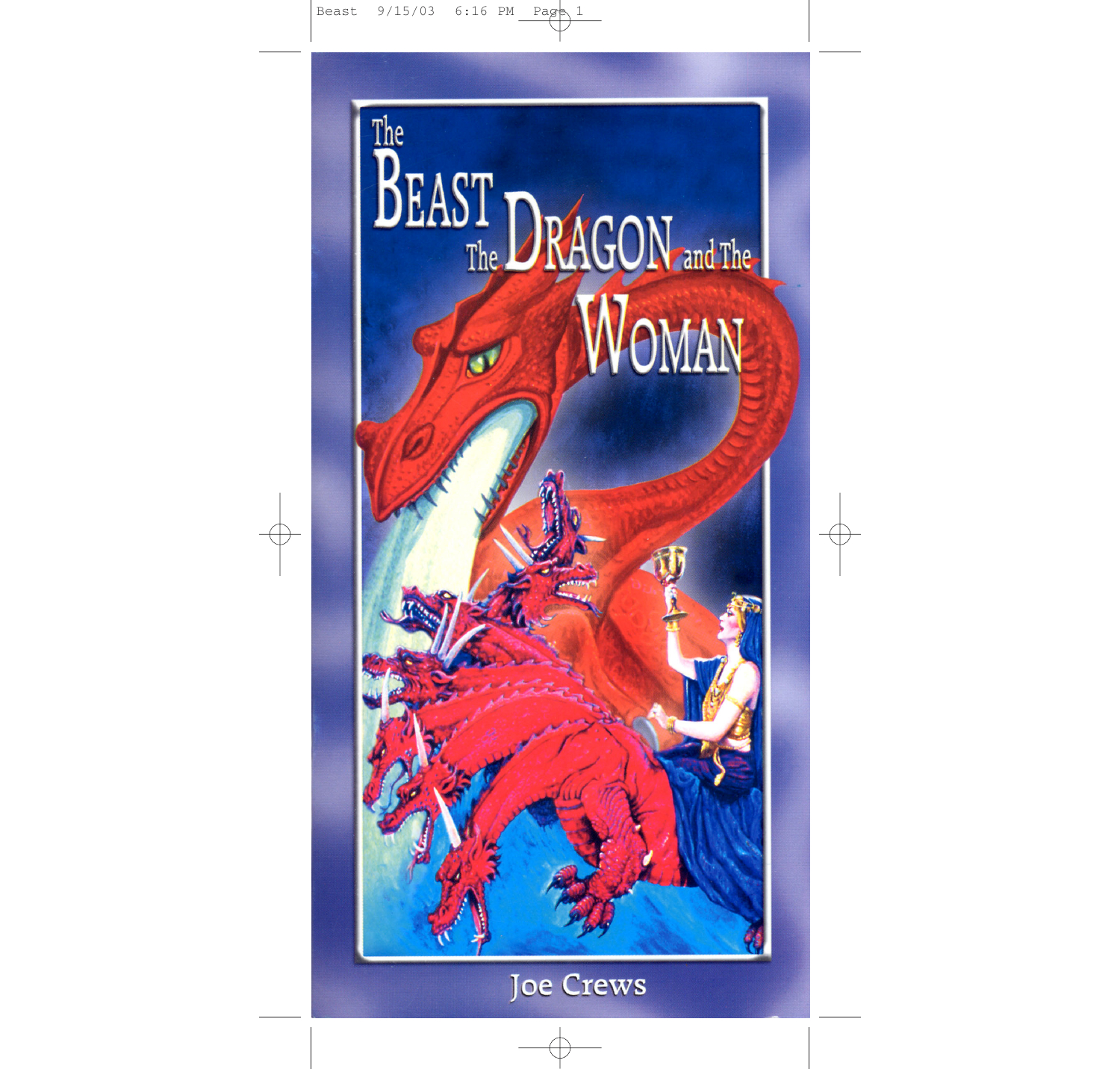# The Beast The Dragon and The Woman

Joe Crews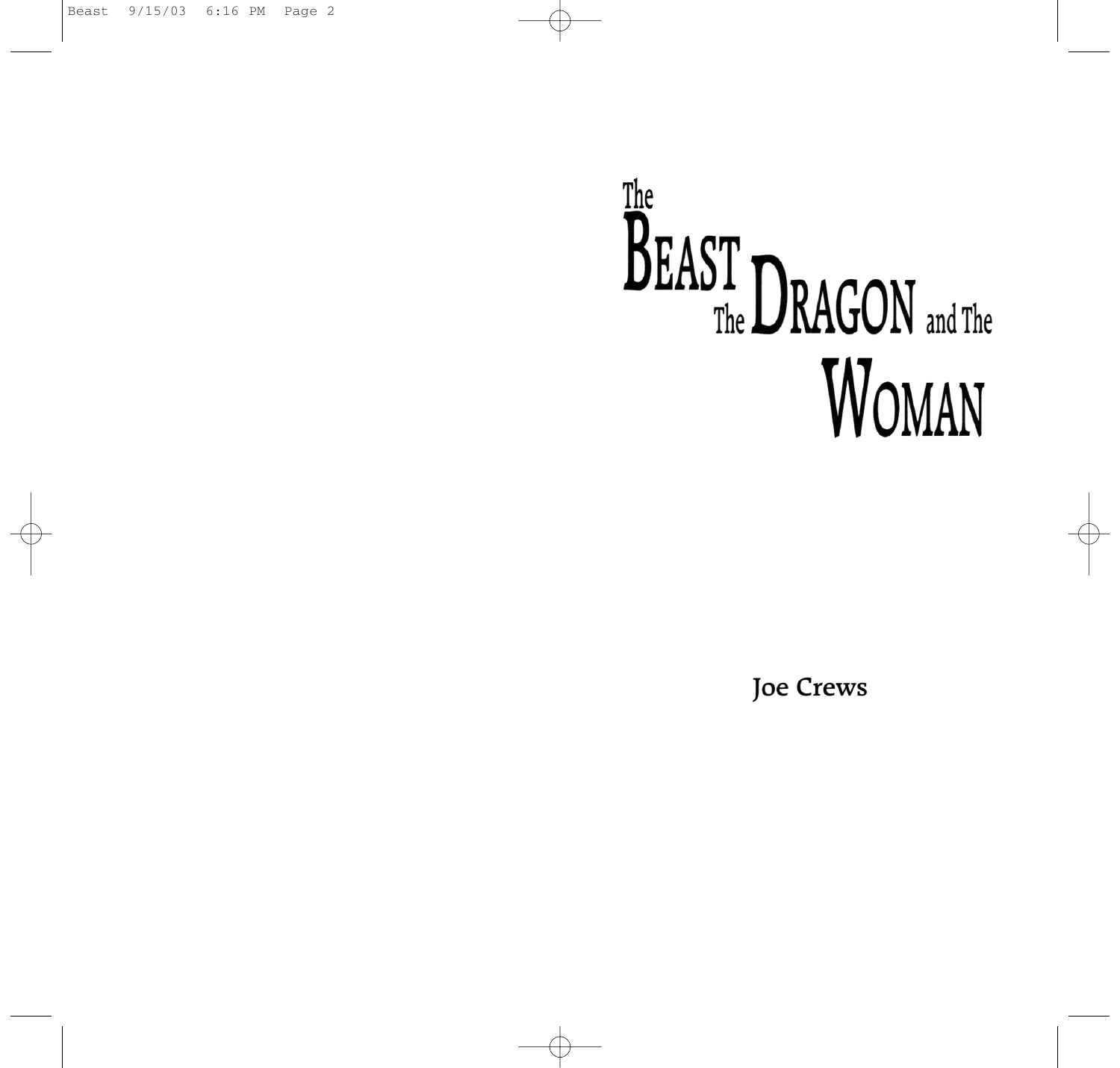# The Beast The Dragon and The Woman

**Joe Crews**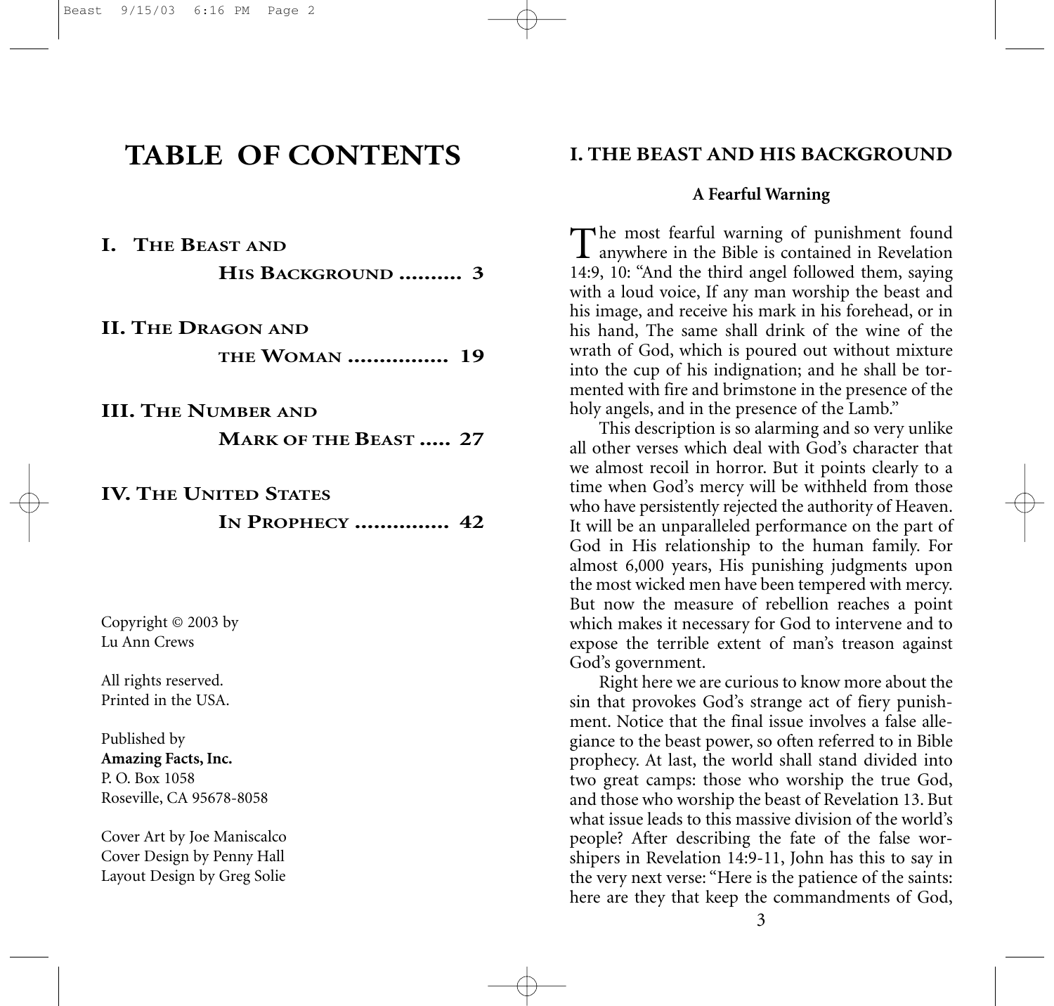# TABLE OF CONTENTS

**I. THE BEAST AND HIS BACKGROUND .......... 3**

**II. THE DRAGON AND THE WOMAN ................ 19**

**III. THE NUMBER AND MARK OF THE BEAST ..... 27**

**IV. THE UNITED STATES IN PROPHECY ............... 42**

Copyright © 2003 by
Lu Ann Crews

All rights reserved.
Printed in the USA.

Published by
**Amazing Facts, Inc.**
P. O. Box 1058
Roseville, CA 95678-8058

Cover Art by Joe Maniscalco
Cover Design by Penny Hall
Layout Design by Greg Solie

# I. THE BEAST AND HIS BACKGROUND

### A Fearful Warning

The most fearful warning of punishment found anywhere in the Bible is contained in Revelation 14:9, 10: "And the third angel followed them, saying with a loud voice, If any man worship the beast and his image, and receive his mark in his forehead, or in his hand, The same shall drink of the wine of the wrath of God, which is poured out without mixture into the cup of his indignation; and he shall be tormented with fire and brimstone in the presence of the holy angels, and in the presence of the Lamb."

This description is so alarming and so very unlike all other verses which deal with God's character that we almost recoil in horror. But it points clearly to a time when God's mercy will be withheld from those who have persistently rejected the authority of Heaven. It will be an unparalleled performance on the part of God in His relationship to the human family. For almost 6,000 years, His punishing judgments upon the most wicked men have been tempered with mercy. But now the measure of rebellion reaches a point which makes it necessary for God to intervene and to expose the terrible extent of man's treason against God's government.

Right here we are curious to know more about the sin that provokes God's strange act of fiery punishment. Notice that the final issue involves a false allegiance to the beast power, so often referred to in Bible prophecy. At last, the world shall stand divided into two great camps: those who worship the true God, and those who worship the beast of Revelation 13. But what issue leads to this massive division of the world's people? After describing the fate of the false worshipers in Revelation 14:9-11, John has this to say in the very next verse: "Here is the patience of the saints: here are they that keep the commandments of God,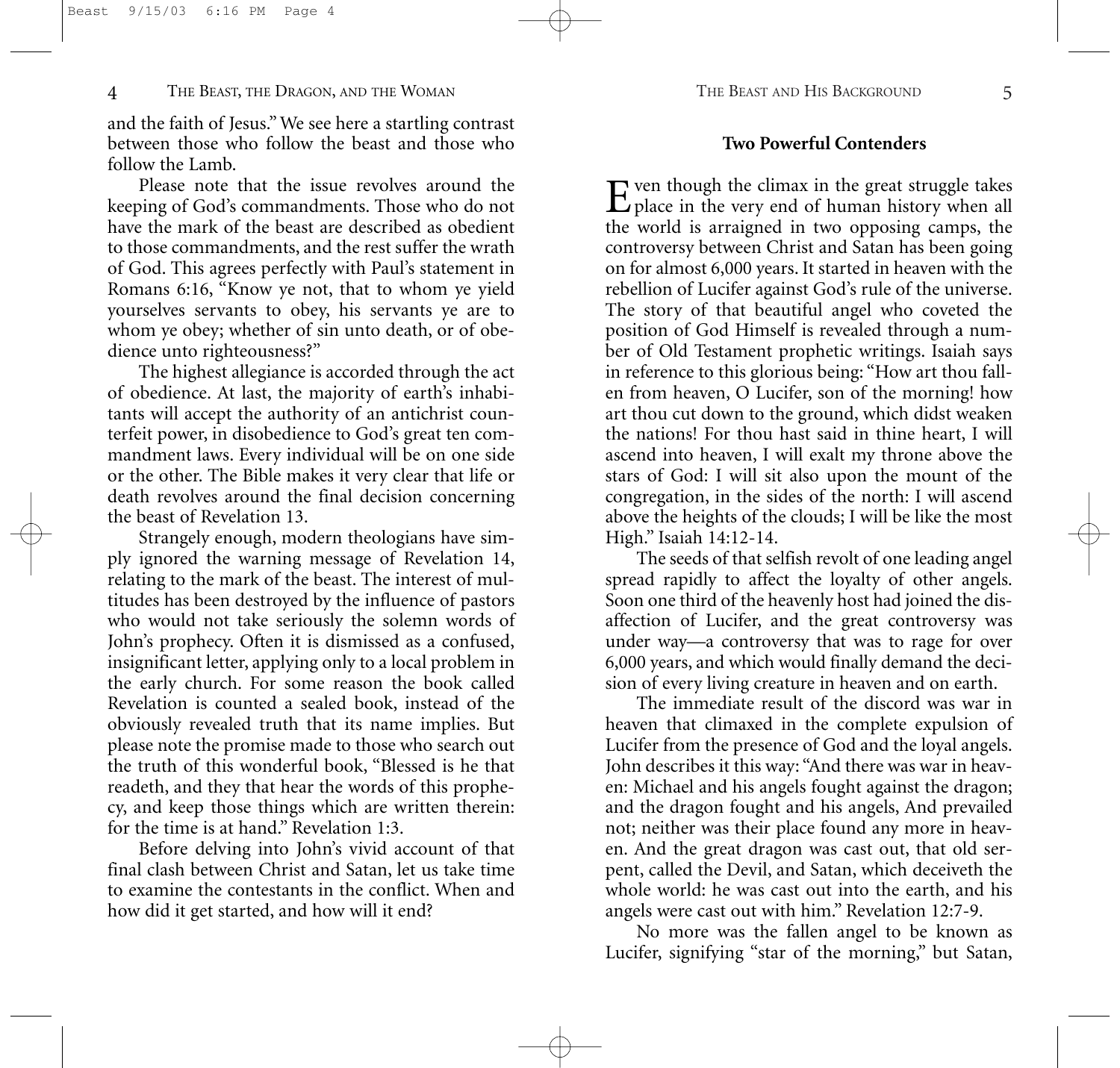and the faith of Jesus." We see here a startling contrast between those who follow the beast and those who follow the Lamb.

Please note that the issue revolves around the keeping of God's commandments. Those who do not have the mark of the beast are described as obedient to those commandments, and the rest suffer the wrath of God. This agrees perfectly with Paul's statement in Romans 6:16, "Know ye not, that to whom ye yield yourselves servants to obey, his servants ye are to whom ye obey; whether of sin unto death, or of obedience unto righteousness?"

The highest allegiance is accorded through the act of obedience. At last, the majority of earth's inhabitants will accept the authority of an antichrist counterfeit power, in disobedience to God's great ten commandment laws. Every individual will be on one side or the other. The Bible makes it very clear that life or death revolves around the final decision concerning the beast of Revelation 13.

Strangely enough, modern theologians have simply ignored the warning message of Revelation 14, relating to the mark of the beast. The interest of multitudes has been destroyed by the influence of pastors who would not take seriously the solemn words of John's prophecy. Often it is dismissed as a confused, insignificant letter, applying only to a local problem in the early church. For some reason the book called Revelation is counted a sealed book, instead of the obviously revealed truth that its name implies. But please note the promise made to those who search out the truth of this wonderful book, "Blessed is he that readeth, and they that hear the words of this prophecy, and keep those things which are written therein: for the time is at hand." Revelation 1:3.

Before delving into John's vivid account of that final clash between Christ and Satan, let us take time to examine the contestants in the conflict. When and how did it get started, and how will it end?

## Two Powerful Contenders

Even though the climax in the great struggle takes place in the very end of human history when all the world is arraigned in two opposing camps, the controversy between Christ and Satan has been going on for almost 6,000 years. It started in heaven with the rebellion of Lucifer against God's rule of the universe. The story of that beautiful angel who coveted the position of God Himself is revealed through a number of Old Testament prophetic writings. Isaiah says in reference to this glorious being: "How art thou fallen from heaven, O Lucifer, son of the morning! how art thou cut down to the ground, which didst weaken the nations! For thou hast said in thine heart, I will ascend into heaven, I will exalt my throne above the stars of God: I will sit also upon the mount of the congregation, in the sides of the north: I will ascend above the heights of the clouds; I will be like the most High." Isaiah 14:12-14.

The seeds of that selfish revolt of one leading angel spread rapidly to affect the loyalty of other angels. Soon one third of the heavenly host had joined the disaffection of Lucifer, and the great controversy was under way—a controversy that was to rage for over 6,000 years, and which would finally demand the decision of every living creature in heaven and on earth.

The immediate result of the discord was war in heaven that climaxed in the complete expulsion of Lucifer from the presence of God and the loyal angels. John describes it this way: "And there was war in heaven: Michael and his angels fought against the dragon; and the dragon fought and his angels, And prevailed not; neither was their place found any more in heaven. And the great dragon was cast out, that old serpent, called the Devil, and Satan, which deceiveth the whole world: he was cast out into the earth, and his angels were cast out with him." Revelation 12:7-9.

No more was the fallen angel to be known as Lucifer, signifying "star of the morning," but Satan,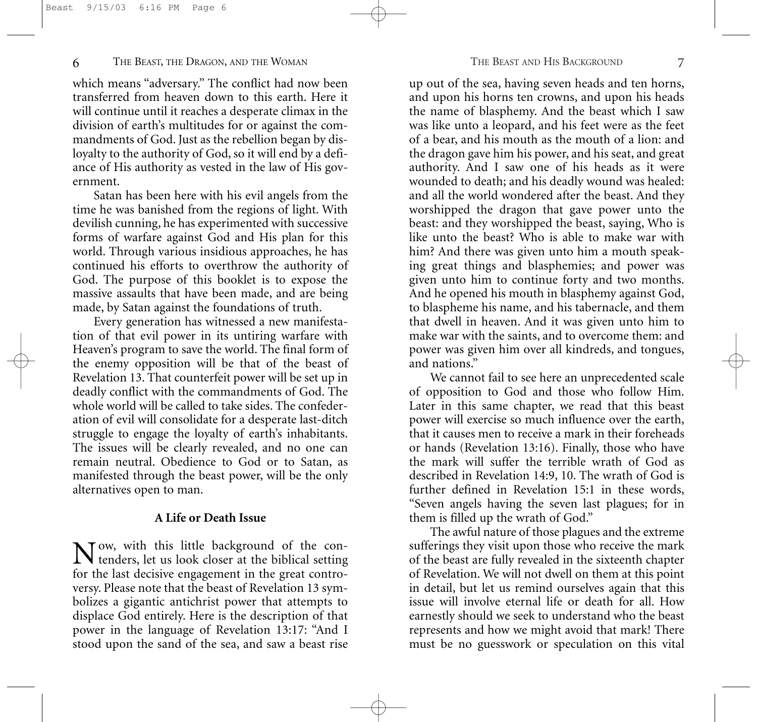which means "adversary." The conflict had now been transferred from heaven down to this earth. Here it will continue until it reaches a desperate climax in the division of earth's multitudes for or against the commandments of God. Just as the rebellion began by disloyalty to the authority of God, so it will end by a defiance of His authority as vested in the law of His government.

Satan has been here with his evil angels from the time he was banished from the regions of light. With devilish cunning, he has experimented with successive forms of warfare against God and His plan for this world. Through various insidious approaches, he has continued his efforts to overthrow the authority of God. The purpose of this booklet is to expose the massive assaults that have been made, and are being made, by Satan against the foundations of truth.

Every generation has witnessed a new manifestation of that evil power in its untiring warfare with Heaven's program to save the world. The final form of the enemy opposition will be that of the beast of Revelation 13. That counterfeit power will be set up in deadly conflict with the commandments of God. The whole world will be called to take sides. The confederation of evil will consolidate for a desperate last-ditch struggle to engage the loyalty of earth's inhabitants. The issues will be clearly revealed, and no one can remain neutral. Obedience to God or to Satan, as manifested through the beast power, will be the only alternatives open to man.

### A Life or Death Issue

Now, with this little background of the contenders, let us look closer at the biblical setting for the last decisive engagement in the great controversy. Please note that the beast of Revelation 13 symbolizes a gigantic antichrist power that attempts to displace God entirely. Here is the description of that power in the language of Revelation 13:17: "And I stood upon the sand of the sea, and saw a beast rise up out of the sea, having seven heads and ten horns, and upon his horns ten crowns, and upon his heads the name of blasphemy. And the beast which I saw was like unto a leopard, and his feet were as the feet of a bear, and his mouth as the mouth of a lion: and the dragon gave him his power, and his seat, and great authority. And I saw one of his heads as it were wounded to death; and his deadly wound was healed: and all the world wondered after the beast. And they worshipped the dragon that gave power unto the beast: and they worshipped the beast, saying, Who is like unto the beast? Who is able to make war with him? And there was given unto him a mouth speaking great things and blasphemies; and power was given unto him to continue forty and two months. And he opened his mouth in blasphemy against God, to blaspheme his name, and his tabernacle, and them that dwell in heaven. And it was given unto him to make war with the saints, and to overcome them: and power was given him over all kindreds, and tongues, and nations."

We cannot fail to see here an unprecedented scale of opposition to God and those who follow Him. Later in this same chapter, we read that this beast power will exercise so much influence over the earth, that it causes men to receive a mark in their foreheads or hands (Revelation 13:16). Finally, those who have the mark will suffer the terrible wrath of God as described in Revelation 14:9, 10. The wrath of God is further defined in Revelation 15:1 in these words, "Seven angels having the seven last plagues; for in them is filled up the wrath of God."

The awful nature of those plagues and the extreme sufferings they visit upon those who receive the mark of the beast are fully revealed in the sixteenth chapter of Revelation. We will not dwell on them at this point in detail, but let us remind ourselves again that this issue will involve eternal life or death for all. How earnestly should we seek to understand who the beast represents and how we might avoid that mark! There must be no guesswork or speculation on this vital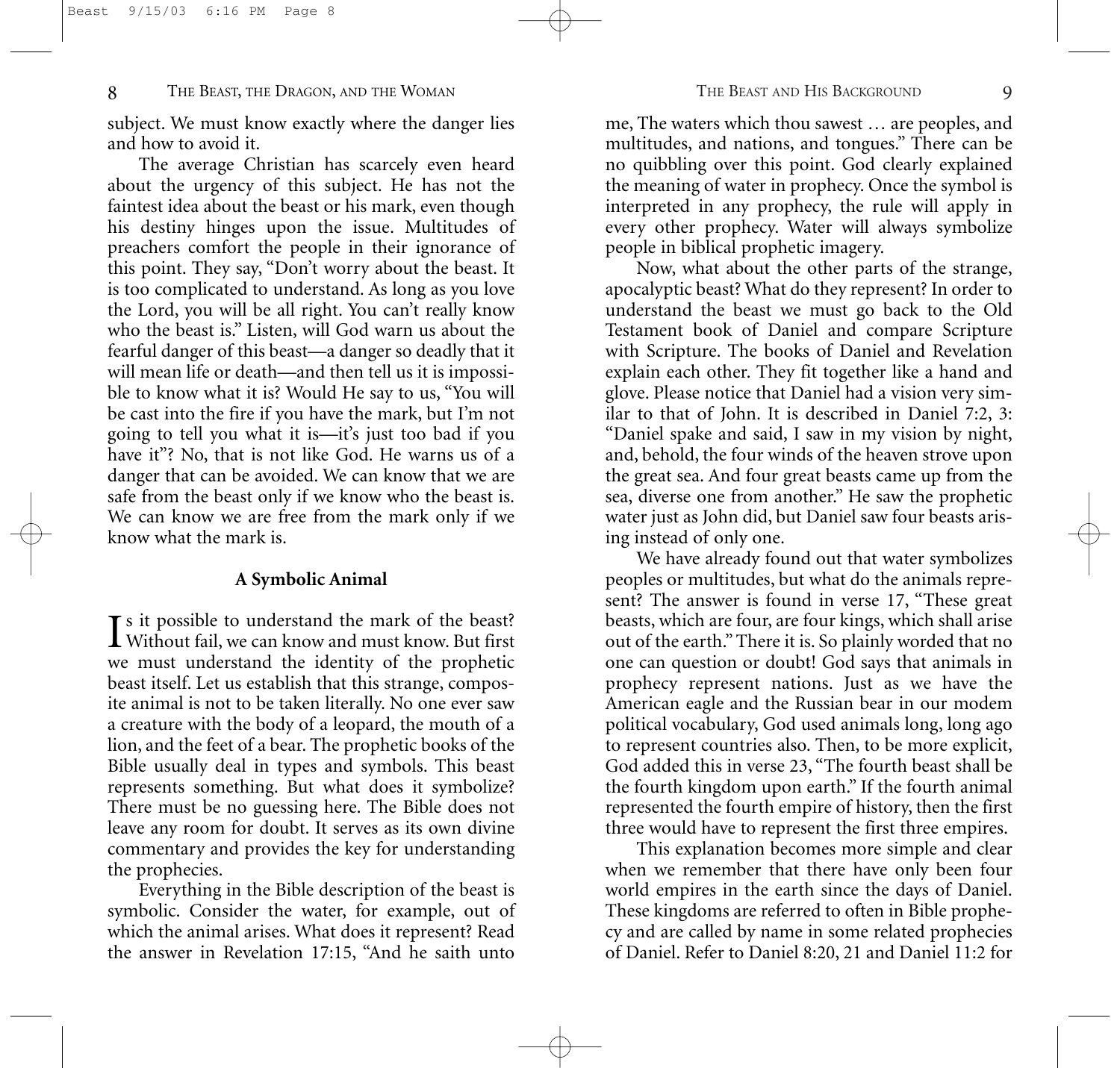subject. We must know exactly where the danger lies and how to avoid it.

The average Christian has scarcely even heard about the urgency of this subject. He has not the faintest idea about the beast or his mark, even though his destiny hinges upon the issue. Multitudes of preachers comfort the people in their ignorance of this point. They say, "Don't worry about the beast. It is too complicated to understand. As long as you love the Lord, you will be all right. You can't really know who the beast is." Listen, will God warn us about the fearful danger of this beast—a danger so deadly that it will mean life or death—and then tell us it is impossible to know what it is? Would He say to us, "You will be cast into the fire if you have the mark, but I'm not going to tell you what it is—it's just too bad if you have it"? No, that is not like God. He warns us of a danger that can be avoided. We can know that we are safe from the beast only if we know who the beast is. We can know we are free from the mark only if we know what the mark is.

### A Symbolic Animal

Is it possible to understand the mark of the beast? Without fail, we can know and must know. But first we must understand the identity of the prophetic beast itself. Let us establish that this strange, composite animal is not to be taken literally. No one ever saw a creature with the body of a leopard, the mouth of a lion, and the feet of a bear. The prophetic books of the Bible usually deal in types and symbols. This beast represents something. But what does it symbolize? There must be no guessing here. The Bible does not leave any room for doubt. It serves as its own divine commentary and provides the key for understanding the prophecies.

Everything in the Bible description of the beast is symbolic. Consider the water, for example, out of which the animal arises. What does it represent? Read the answer in Revelation 17:15, "And he saith unto me, The waters which thou sawest … are peoples, and multitudes, and nations, and tongues." There can be no quibbling over this point. God clearly explained the meaning of water in prophecy. Once the symbol is interpreted in any prophecy, the rule will apply in every other prophecy. Water will always symbolize people in biblical prophetic imagery.

Now, what about the other parts of the strange, apocalyptic beast? What do they represent? In order to understand the beast we must go back to the Old Testament book of Daniel and compare Scripture with Scripture. The books of Daniel and Revelation explain each other. They fit together like a hand and glove. Please notice that Daniel had a vision very similar to that of John. It is described in Daniel 7:2, 3: "Daniel spake and said, I saw in my vision by night, and, behold, the four winds of the heaven strove upon the great sea. And four great beasts came up from the sea, diverse one from another." He saw the prophetic water just as John did, but Daniel saw four beasts arising instead of only one.

We have already found out that water symbolizes peoples or multitudes, but what do the animals represent? The answer is found in verse 17, "These great beasts, which are four, are four kings, which shall arise out of the earth." There it is. So plainly worded that no one can question or doubt! God says that animals in prophecy represent nations. Just as we have the American eagle and the Russian bear in our modem political vocabulary, God used animals long, long ago to represent countries also. Then, to be more explicit, God added this in verse 23, "The fourth beast shall be the fourth kingdom upon earth." If the fourth animal represented the fourth empire of history, then the first three would have to represent the first three empires.

This explanation becomes more simple and clear when we remember that there have only been four world empires in the earth since the days of Daniel. These kingdoms are referred to often in Bible prophecy and are called by name in some related prophecies of Daniel. Refer to Daniel 8:20, 21 and Daniel 11:2 for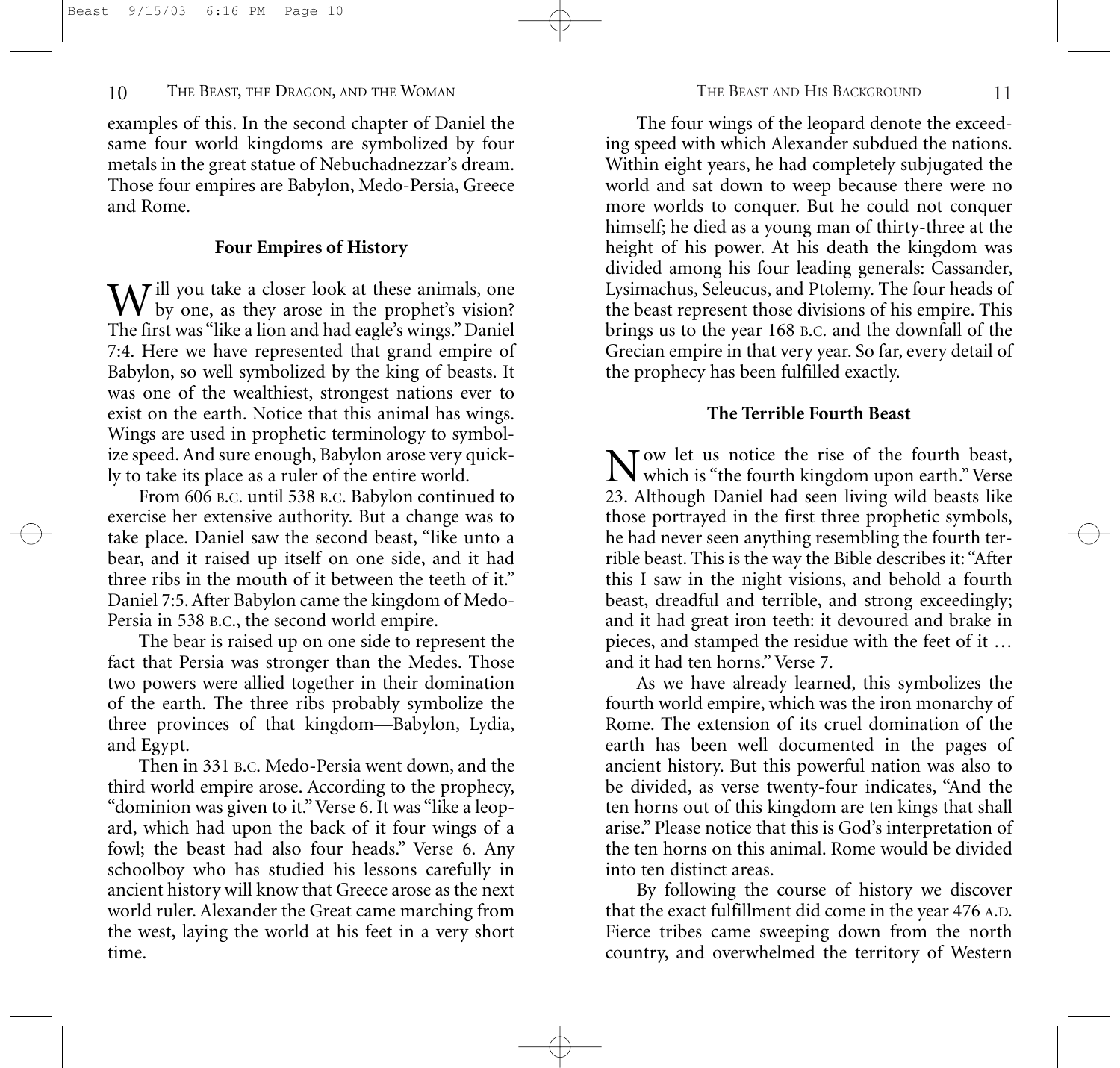examples of this. In the second chapter of Daniel the same four world kingdoms are symbolized by four metals in the great statue of Nebuchadnezzar's dream. Those four empires are Babylon, Medo-Persia, Greece and Rome.

### Four Empires of History

Will you take a closer look at these animals, one by one, as they arose in the prophet's vision? The first was "like a lion and had eagle's wings." Daniel 7:4. Here we have represented that grand empire of Babylon, so well symbolized by the king of beasts. It was one of the wealthiest, strongest nations ever to exist on the earth. Notice that this animal has wings. Wings are used in prophetic terminology to symbolize speed. And sure enough, Babylon arose very quickly to take its place as a ruler of the entire world.

From 606 B.C. until 538 B.C. Babylon continued to exercise her extensive authority. But a change was to take place. Daniel saw the second beast, "like unto a bear, and it raised up itself on one side, and it had three ribs in the mouth of it between the teeth of it." Daniel 7:5. After Babylon came the kingdom of Medo-Persia in 538 B.C., the second world empire.

The bear is raised up on one side to represent the fact that Persia was stronger than the Medes. Those two powers were allied together in their domination of the earth. The three ribs probably symbolize the three provinces of that kingdom—Babylon, Lydia, and Egypt.

Then in 331 B.C. Medo-Persia went down, and the third world empire arose. According to the prophecy, "dominion was given to it." Verse 6. It was "like a leopard, which had upon the back of it four wings of a fowl; the beast had also four heads." Verse 6. Any schoolboy who has studied his lessons carefully in ancient history will know that Greece arose as the next world ruler. Alexander the Great came marching from the west, laying the world at his feet in a very short time.

The four wings of the leopard denote the exceeding speed with which Alexander subdued the nations. Within eight years, he had completely subjugated the world and sat down to weep because there were no more worlds to conquer. But he could not conquer himself; he died as a young man of thirty-three at the height of his power. At his death the kingdom was divided among his four leading generals: Cassander, Lysimachus, Seleucus, and Ptolemy. The four heads of the beast represent those divisions of his empire. This brings us to the year 168 B.C. and the downfall of the Grecian empire in that very year. So far, every detail of the prophecy has been fulfilled exactly.

### The Terrible Fourth Beast

Now let us notice the rise of the fourth beast, which is "the fourth kingdom upon earth." Verse 23. Although Daniel had seen living wild beasts like those portrayed in the first three prophetic symbols, he had never seen anything resembling the fourth terrible beast. This is the way the Bible describes it: "After this I saw in the night visions, and behold a fourth beast, dreadful and terrible, and strong exceedingly; and it had great iron teeth: it devoured and brake in pieces, and stamped the residue with the feet of it … and it had ten horns." Verse 7.

As we have already learned, this symbolizes the fourth world empire, which was the iron monarchy of Rome. The extension of its cruel domination of the earth has been well documented in the pages of ancient history. But this powerful nation was also to be divided, as verse twenty-four indicates, "And the ten horns out of this kingdom are ten kings that shall arise." Please notice that this is God's interpretation of the ten horns on this animal. Rome would be divided into ten distinct areas.

By following the course of history we discover that the exact fulfillment did come in the year 476 A.D. Fierce tribes came sweeping down from the north country, and overwhelmed the territory of Western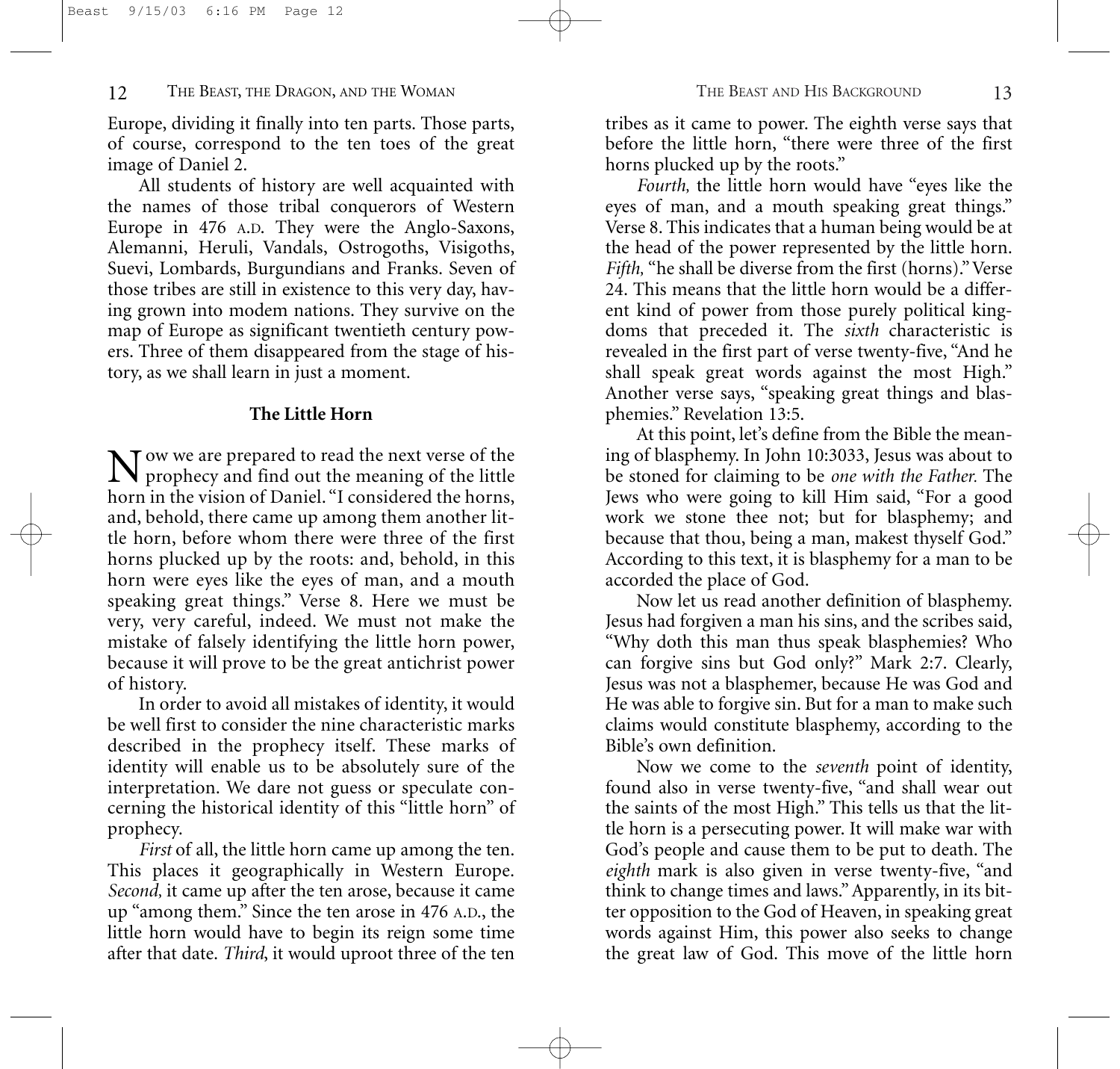Europe, dividing it finally into ten parts. Those parts, of course, correspond to the ten toes of the great image of Daniel 2.

All students of history are well acquainted with the names of those tribal conquerors of Western Europe in 476 A.D. They were the Anglo-Saxons, Alemanni, Heruli, Vandals, Ostrogoths, Visigoths, Suevi, Lombards, Burgundians and Franks. Seven of those tribes are still in existence to this very day, having grown into modem nations. They survive on the map of Europe as significant twentieth century powers. Three of them disappeared from the stage of history, as we shall learn in just a moment.

### The Little Horn

Now we are prepared to read the next verse of the prophecy and find out the meaning of the little horn in the vision of Daniel. "I considered the horns, and, behold, there came up among them another little horn, before whom there were three of the first horns plucked up by the roots: and, behold, in this horn were eyes like the eyes of man, and a mouth speaking great things." Verse 8. Here we must be very, very careful, indeed. We must not make the mistake of falsely identifying the little horn power, because it will prove to be the great antichrist power of history.

In order to avoid all mistakes of identity, it would be well first to consider the nine characteristic marks described in the prophecy itself. These marks of identity will enable us to be absolutely sure of the interpretation. We dare not guess or speculate concerning the historical identity of this "little horn" of prophecy.

*First* of all, the little horn came up among the ten. This places it geographically in Western Europe. *Second,* it came up after the ten arose, because it came up "among them." Since the ten arose in 476 A.D., the little horn would have to begin its reign some time after that date. *Third*, it would uproot three of the ten tribes as it came to power. The eighth verse says that before the little horn, "there were three of the first horns plucked up by the roots."

*Fourth,* the little horn would have "eyes like the eyes of man, and a mouth speaking great things." Verse 8. This indicates that a human being would be at the head of the power represented by the little horn. *Fifth,* "he shall be diverse from the first (horns)." Verse 24. This means that the little horn would be a different kind of power from those purely political kingdoms that preceded it. The *sixth* characteristic is revealed in the first part of verse twenty-five, "And he shall speak great words against the most High." Another verse says, "speaking great things and blasphemies." Revelation 13:5.

At this point, let's define from the Bible the meaning of blasphemy. In John 10:3033, Jesus was about to be stoned for claiming to be *one with the Father.* The Jews who were going to kill Him said, "For a good work we stone thee not; but for blasphemy; and because that thou, being a man, makest thyself God." According to this text, it is blasphemy for a man to be accorded the place of God.

Now let us read another definition of blasphemy. Jesus had forgiven a man his sins, and the scribes said, "Why doth this man thus speak blasphemies? Who can forgive sins but God only?" Mark 2:7. Clearly, Jesus was not a blasphemer, because He was God and He was able to forgive sin. But for a man to make such claims would constitute blasphemy, according to the Bible's own definition.

Now we come to the *seventh* point of identity, found also in verse twenty-five, "and shall wear out the saints of the most High." This tells us that the little horn is a persecuting power. It will make war with God's people and cause them to be put to death. The *eighth* mark is also given in verse twenty-five, "and think to change times and laws." Apparently, in its bitter opposition to the God of Heaven, in speaking great words against Him, this power also seeks to change the great law of God. This move of the little horn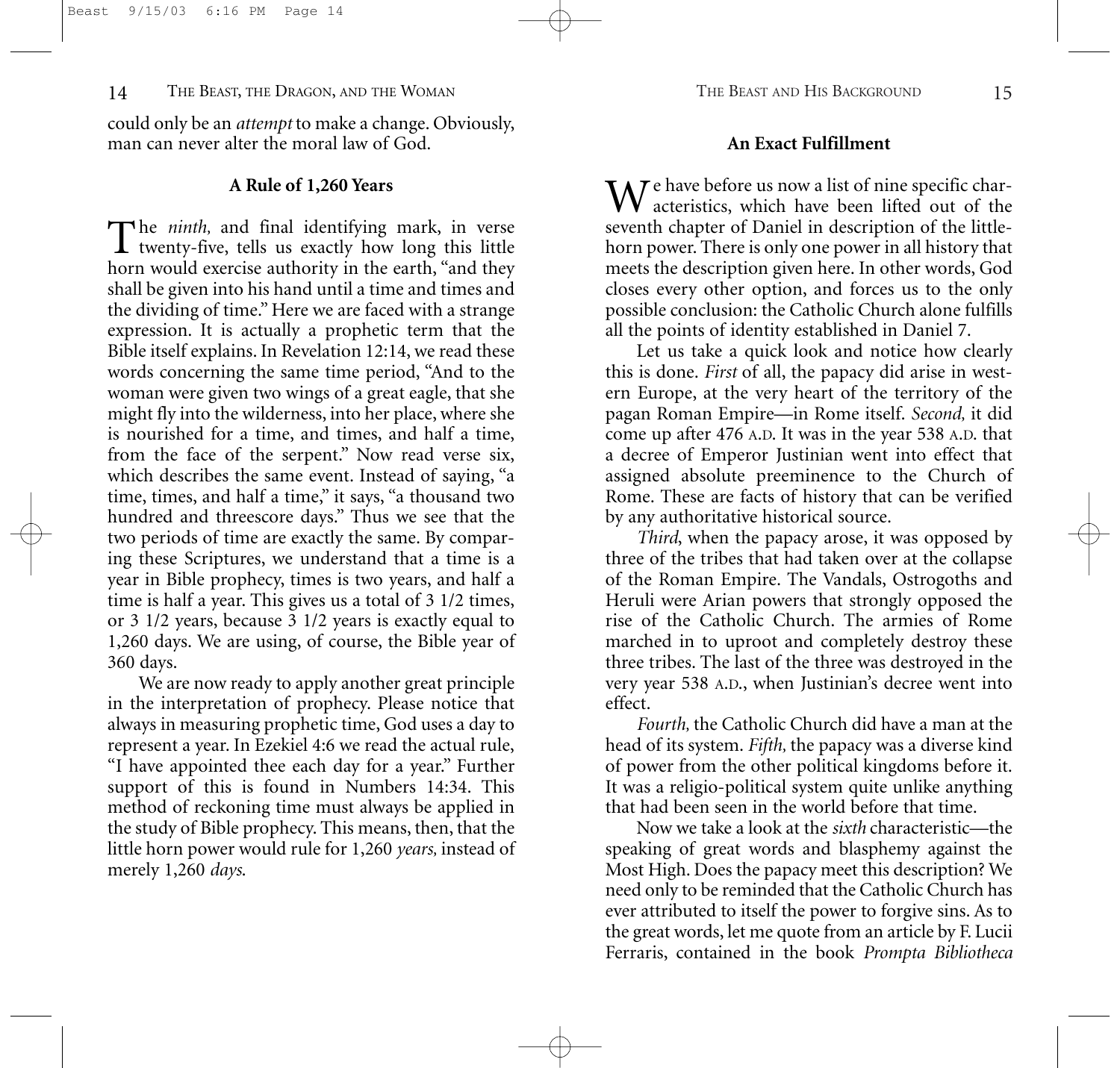could only be an *attempt* to make a change. Obviously, man can never alter the moral law of God.

### A Rule of 1,260 Years

The *ninth,* and final identifying mark, in verse twenty-five, tells us exactly how long this little horn would exercise authority in the earth, "and they shall be given into his hand until a time and times and the dividing of time." Here we are faced with a strange expression. It is actually a prophetic term that the Bible itself explains. In Revelation 12:14, we read these words concerning the same time period, "And to the woman were given two wings of a great eagle, that she might fly into the wilderness, into her place, where she is nourished for a time, and times, and half a time, from the face of the serpent." Now read verse six, which describes the same event. Instead of saying, "a time, times, and half a time," it says, "a thousand two hundred and threescore days." Thus we see that the two periods of time are exactly the same. By comparing these Scriptures, we understand that a time is a year in Bible prophecy, times is two years, and half a time is half a year. This gives us a total of 3 1/2 times, or 3 1/2 years, because 3 1/2 years is exactly equal to 1,260 days. We are using, of course, the Bible year of 360 days.

We are now ready to apply another great principle in the interpretation of prophecy. Please notice that always in measuring prophetic time, God uses a day to represent a year. In Ezekiel 4:6 we read the actual rule, "I have appointed thee each day for a year." Further support of this is found in Numbers 14:34. This method of reckoning time must always be applied in the study of Bible prophecy. This means, then, that the little horn power would rule for 1,260 *years,* instead of merely 1,260 *days.*

### An Exact Fulfillment

We have before us now a list of nine specific characteristics, which have been lifted out of the seventh chapter of Daniel in description of the little-horn power. There is only one power in all history that meets the description given here. In other words, God closes every other option, and forces us to the only possible conclusion: the Catholic Church alone fulfills all the points of identity established in Daniel 7.

Let us take a quick look and notice how clearly this is done. *First* of all, the papacy did arise in western Europe, at the very heart of the territory of the pagan Roman Empire—in Rome itself. *Second,* it did come up after 476 A.D. It was in the year 538 A.D. that a decree of Emperor Justinian went into effect that assigned absolute preeminence to the Church of Rome. These are facts of history that can be verified by any authoritative historical source.

*Third*, when the papacy arose, it was opposed by three of the tribes that had taken over at the collapse of the Roman Empire. The Vandals, Ostrogoths and Heruli were Arian powers that strongly opposed the rise of the Catholic Church. The armies of Rome marched in to uproot and completely destroy these three tribes. The last of the three was destroyed in the very year 538 A.D., when Justinian's decree went into effect.

*Fourth,* the Catholic Church did have a man at the head of its system. *Fifth,* the papacy was a diverse kind of power from the other political kingdoms before it. It was a religio-political system quite unlike anything that had been seen in the world before that time.

Now we take a look at the *sixth* characteristic—the speaking of great words and blasphemy against the Most High. Does the papacy meet this description? We need only to be reminded that the Catholic Church has ever attributed to itself the power to forgive sins. As to the great words, let me quote from an article by F. Lucii Ferraris, contained in the book *Prompta Bibliotheca*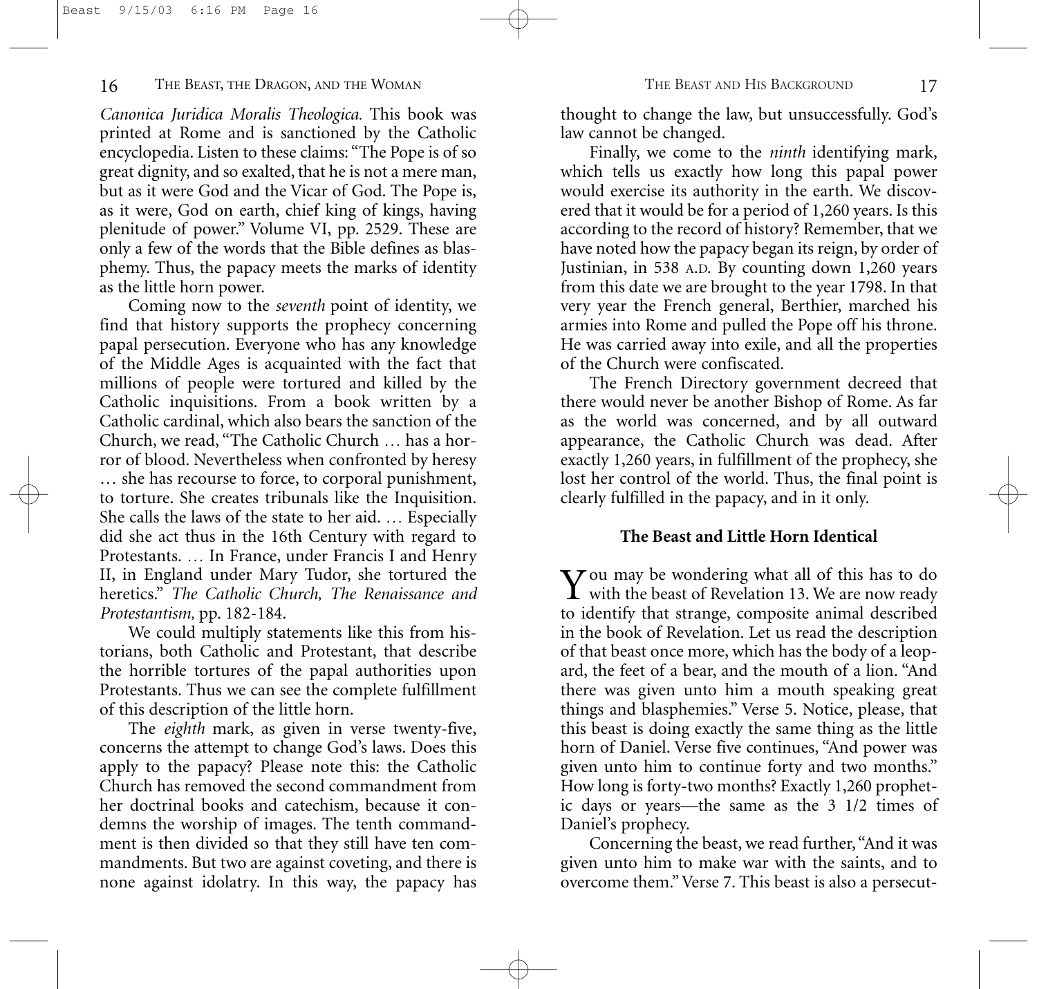*Canonica Juridica Moralis Theologica.* This book was printed at Rome and is sanctioned by the Catholic encyclopedia. Listen to these claims: "The Pope is of so great dignity, and so exalted, that he is not a mere man, but as it were God and the Vicar of God. The Pope is, as it were, God on earth, chief king of kings, having plenitude of power." Volume VI, pp. 2529. These are only a few of the words that the Bible defines as blasphemy. Thus, the papacy meets the marks of identity as the little horn power.

Coming now to the *seventh* point of identity, we find that history supports the prophecy concerning papal persecution. Everyone who has any knowledge of the Middle Ages is acquainted with the fact that millions of people were tortured and killed by the Catholic inquisitions. From a book written by a Catholic cardinal, which also bears the sanction of the Church, we read, "The Catholic Church … has a horror of blood. Nevertheless when confronted by heresy … she has recourse to force, to corporal punishment, to torture. She creates tribunals like the Inquisition. She calls the laws of the state to her aid. … Especially did she act thus in the 16th Century with regard to Protestants. … In France, under Francis I and Henry II, in England under Mary Tudor, she tortured the heretics." *The Catholic Church, The Renaissance and Protestantism,* pp. 182-184.

We could multiply statements like this from historians, both Catholic and Protestant, that describe the horrible tortures of the papal authorities upon Protestants. Thus we can see the complete fulfillment of this description of the little horn.

The *eighth* mark, as given in verse twenty-five, concerns the attempt to change God's laws. Does this apply to the papacy? Please note this: the Catholic Church has removed the second commandment from her doctrinal books and catechism, because it condemns the worship of images. The tenth commandment is then divided so that they still have ten commandments. But two are against coveting, and there is none against idolatry. In this way, the papacy has thought to change the law, but unsuccessfully. God's law cannot be changed.

Finally, we come to the *ninth* identifying mark, which tells us exactly how long this papal power would exercise its authority in the earth. We discovered that it would be for a period of 1,260 years. Is this according to the record of history? Remember, that we have noted how the papacy began its reign, by order of Justinian, in 538 A.D. By counting down 1,260 years from this date we are brought to the year 1798. In that very year the French general, Berthier, marched his armies into Rome and pulled the Pope off his throne. He was carried away into exile, and all the properties of the Church were confiscated.

The French Directory government decreed that there would never be another Bishop of Rome. As far as the world was concerned, and by all outward appearance, the Catholic Church was dead. After exactly 1,260 years, in fulfillment of the prophecy, she lost her control of the world. Thus, the final point is clearly fulfilled in the papacy, and in it only.

### The Beast and Little Horn Identical

You may be wondering what all of this has to do with the beast of Revelation 13. We are now ready to identify that strange, composite animal described in the book of Revelation. Let us read the description of that beast once more, which has the body of a leopard, the feet of a bear, and the mouth of a lion. "And there was given unto him a mouth speaking great things and blasphemies." Verse 5. Notice, please, that this beast is doing exactly the same thing as the little horn of Daniel. Verse five continues, "And power was given unto him to continue forty and two months." How long is forty-two months? Exactly 1,260 prophetic days or years—the same as the 3 1/2 times of Daniel's prophecy.

Concerning the beast, we read further, "And it was given unto him to make war with the saints, and to overcome them." Verse 7. This beast is also a persecut-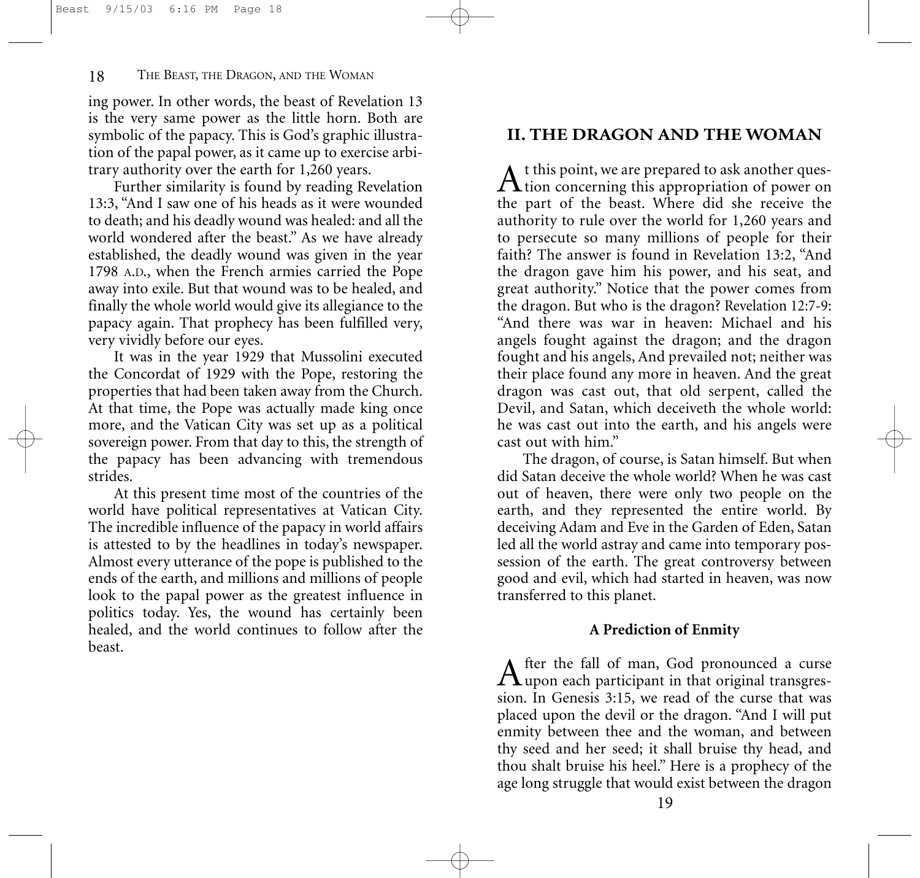ing power. In other words, the beast of Revelation 13 is the very same power as the little horn. Both are symbolic of the papacy. This is God's graphic illustration of the papal power, as it came up to exercise arbitrary authority over the earth for 1,260 years.

Further similarity is found by reading Revelation 13:3, "And I saw one of his heads as it were wounded to death; and his deadly wound was healed: and all the world wondered after the beast." As we have already established, the deadly wound was given in the year 1798 A.D., when the French armies carried the Pope away into exile. But that wound was to be healed, and finally the whole world would give its allegiance to the papacy again. That prophecy has been fulfilled very, very vividly before our eyes.

It was in the year 1929 that Mussolini executed the Concordat of 1929 with the Pope, restoring the properties that had been taken away from the Church. At that time, the Pope was actually made king once more, and the Vatican City was set up as a political sovereign power. From that day to this, the strength of the papacy has been advancing with tremendous strides.

At this present time most of the countries of the world have political representatives at Vatican City. The incredible influence of the papacy in world affairs is attested to by the headlines in today's newspaper. Almost every utterance of the pope is published to the ends of the earth, and millions and millions of people look to the papal power as the greatest influence in politics today. Yes, the wound has certainly been healed, and the world continues to follow after the beast.

## II. THE DRAGON AND THE WOMAN

At this point, we are prepared to ask another question concerning this appropriation of power on the part of the beast. Where did she receive the authority to rule over the world for 1,260 years and to persecute so many millions of people for their faith? The answer is found in Revelation 13:2, "And the dragon gave him his power, and his seat, and great authority." Notice that the power comes from the dragon. But who is the dragon? Revelation 12:7-9: "And there was war in heaven: Michael and his angels fought against the dragon; and the dragon fought and his angels, And prevailed not; neither was their place found any more in heaven. And the great dragon was cast out, that old serpent, called the Devil, and Satan, which deceiveth the whole world: he was cast out into the earth, and his angels were cast out with him."

The dragon, of course, is Satan himself. But when did Satan deceive the whole world? When he was cast out of heaven, there were only two people on the earth, and they represented the entire world. By deceiving Adam and Eve in the Garden of Eden, Satan led all the world astray and came into temporary possession of the earth. The great controversy between good and evil, which had started in heaven, was now transferred to this planet.

### A Prediction of Enmity

After the fall of man, God pronounced a curse upon each participant in that original transgression. In Genesis 3:15, we read of the curse that was placed upon the devil or the dragon. "And I will put enmity between thee and the woman, and between thy seed and her seed; it shall bruise thy head, and thou shalt bruise his heel." Here is a prophecy of the age long struggle that would exist between the dragon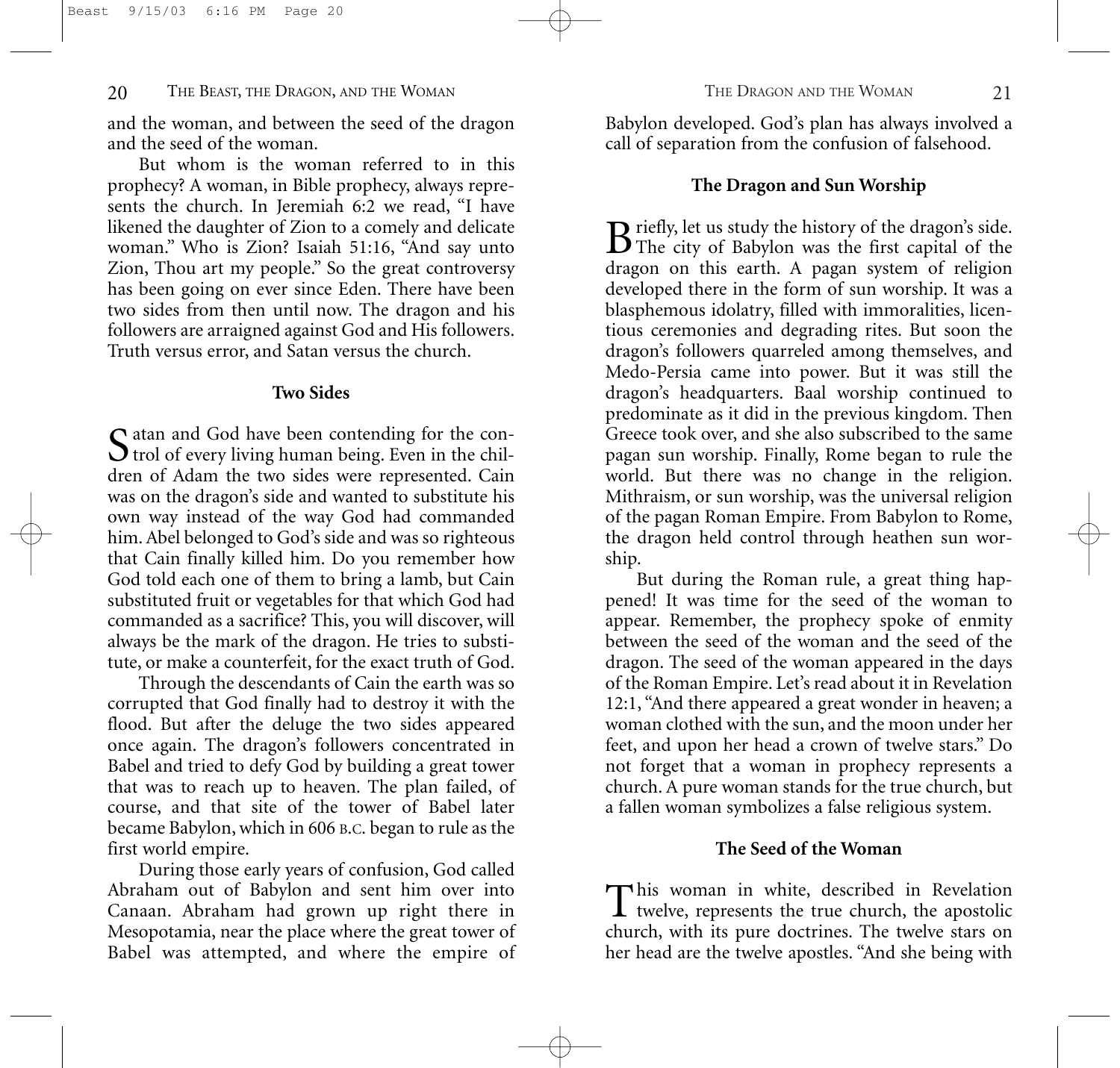and the woman, and between the seed of the dragon and the seed of the woman.

But whom is the woman referred to in this prophecy? A woman, in Bible prophecy, always represents the church. In Jeremiah 6:2 we read, "I have likened the daughter of Zion to a comely and delicate woman." Who is Zion? Isaiah 51:16, "And say unto Zion, Thou art my people." So the great controversy has been going on ever since Eden. There have been two sides from then until now. The dragon and his followers are arraigned against God and His followers. Truth versus error, and Satan versus the church.

### Two Sides

Satan and God have been contending for the control of every living human being. Even in the children of Adam the two sides were represented. Cain was on the dragon's side and wanted to substitute his own way instead of the way God had commanded him. Abel belonged to God's side and was so righteous that Cain finally killed him. Do you remember how God told each one of them to bring a lamb, but Cain substituted fruit or vegetables for that which God had commanded as a sacrifice? This, you will discover, will always be the mark of the dragon. He tries to substitute, or make a counterfeit, for the exact truth of God.

Through the descendants of Cain the earth was so corrupted that God finally had to destroy it with the flood. But after the deluge the two sides appeared once again. The dragon's followers concentrated in Babel and tried to defy God by building a great tower that was to reach up to heaven. The plan failed, of course, and that site of the tower of Babel later became Babylon, which in 606 B.C. began to rule as the first world empire.

During those early years of confusion, God called Abraham out of Babylon and sent him over into Canaan. Abraham had grown up right there in Mesopotamia, near the place where the great tower of Babel was attempted, and where the empire of Babylon developed. God's plan has always involved a call of separation from the confusion of falsehood.

### The Dragon and Sun Worship

Briefly, let us study the history of the dragon's side. The city of Babylon was the first capital of the dragon on this earth. A pagan system of religion developed there in the form of sun worship. It was a blasphemous idolatry, filled with immoralities, licentious ceremonies and degrading rites. But soon the dragon's followers quarreled among themselves, and Medo-Persia came into power. But it was still the dragon's headquarters. Baal worship continued to predominate as it did in the previous kingdom. Then Greece took over, and she also subscribed to the same pagan sun worship. Finally, Rome began to rule the world. But there was no change in the religion. Mithraism, or sun worship, was the universal religion of the pagan Roman Empire. From Babylon to Rome, the dragon held control through heathen sun worship.

But during the Roman rule, a great thing happened! It was time for the seed of the woman to appear. Remember, the prophecy spoke of enmity between the seed of the woman and the seed of the dragon. The seed of the woman appeared in the days of the Roman Empire. Let's read about it in Revelation 12:1, "And there appeared a great wonder in heaven; a woman clothed with the sun, and the moon under her feet, and upon her head a crown of twelve stars." Do not forget that a woman in prophecy represents a church. A pure woman stands for the true church, but a fallen woman symbolizes a false religious system.

### The Seed of the Woman

This woman in white, described in Revelation twelve, represents the true church, the apostolic church, with its pure doctrines. The twelve stars on her head are the twelve apostles. "And she being with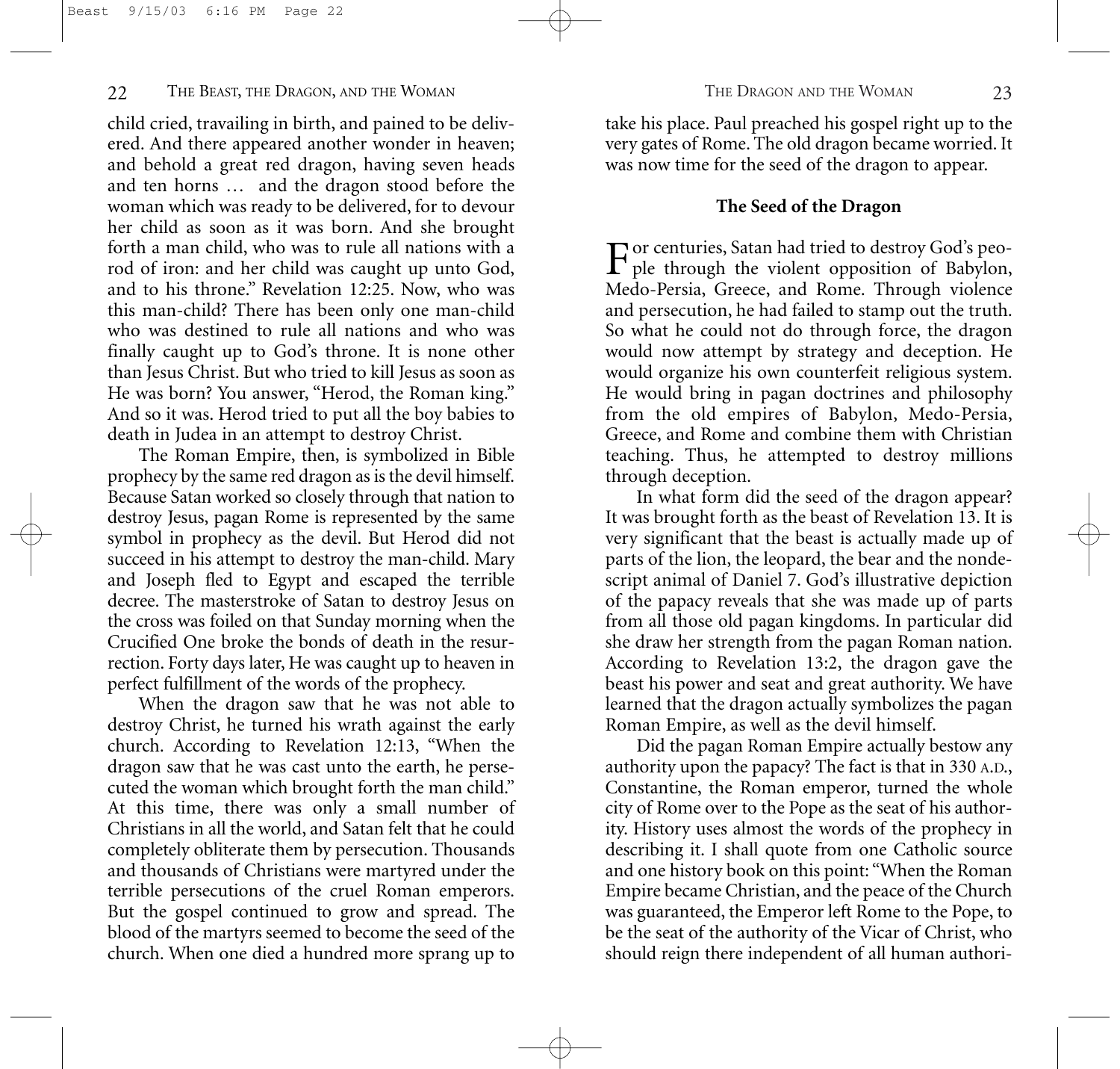child cried, travailing in birth, and pained to be delivered. And there appeared another wonder in heaven; and behold a great red dragon, having seven heads and ten horns … and the dragon stood before the woman which was ready to be delivered, for to devour her child as soon as it was born. And she brought forth a man child, who was to rule all nations with a rod of iron: and her child was caught up unto God, and to his throne." Revelation 12:25. Now, who was this man-child? There has been only one man-child who was destined to rule all nations and who was finally caught up to God's throne. It is none other than Jesus Christ. But who tried to kill Jesus as soon as He was born? You answer, "Herod, the Roman king." And so it was. Herod tried to put all the boy babies to death in Judea in an attempt to destroy Christ.

The Roman Empire, then, is symbolized in Bible prophecy by the same red dragon as is the devil himself. Because Satan worked so closely through that nation to destroy Jesus, pagan Rome is represented by the same symbol in prophecy as the devil. But Herod did not succeed in his attempt to destroy the man-child. Mary and Joseph fled to Egypt and escaped the terrible decree. The masterstroke of Satan to destroy Jesus on the cross was foiled on that Sunday morning when the Crucified One broke the bonds of death in the resurrection. Forty days later, He was caught up to heaven in perfect fulfillment of the words of the prophecy.

When the dragon saw that he was not able to destroy Christ, he turned his wrath against the early church. According to Revelation 12:13, "When the dragon saw that he was cast unto the earth, he persecuted the woman which brought forth the man child." At this time, there was only a small number of Christians in all the world, and Satan felt that he could completely obliterate them by persecution. Thousands and thousands of Christians were martyred under the terrible persecutions of the cruel Roman emperors. But the gospel continued to grow and spread. The blood of the martyrs seemed to become the seed of the church. When one died a hundred more sprang up to take his place. Paul preached his gospel right up to the very gates of Rome. The old dragon became worried. It was now time for the seed of the dragon to appear.

### The Seed of the Dragon

For centuries, Satan had tried to destroy God's people through the violent opposition of Babylon, Medo-Persia, Greece, and Rome. Through violence and persecution, he had failed to stamp out the truth. So what he could not do through force, the dragon would now attempt by strategy and deception. He would organize his own counterfeit religious system. He would bring in pagan doctrines and philosophy from the old empires of Babylon, Medo-Persia, Greece, and Rome and combine them with Christian teaching. Thus, he attempted to destroy millions through deception.

In what form did the seed of the dragon appear? It was brought forth as the beast of Revelation 13. It is very significant that the beast is actually made up of parts of the lion, the leopard, the bear and the nondescript animal of Daniel 7. God's illustrative depiction of the papacy reveals that she was made up of parts from all those old pagan kingdoms. In particular did she draw her strength from the pagan Roman nation. According to Revelation 13:2, the dragon gave the beast his power and seat and great authority. We have learned that the dragon actually symbolizes the pagan Roman Empire, as well as the devil himself.

Did the pagan Roman Empire actually bestow any authority upon the papacy? The fact is that in 330 A.D., Constantine, the Roman emperor, turned the whole city of Rome over to the Pope as the seat of his authority. History uses almost the words of the prophecy in describing it. I shall quote from one Catholic source and one history book on this point: "When the Roman Empire became Christian, and the peace of the Church was guaranteed, the Emperor left Rome to the Pope, to be the seat of the authority of the Vicar of Christ, who should reign there independent of all human authori-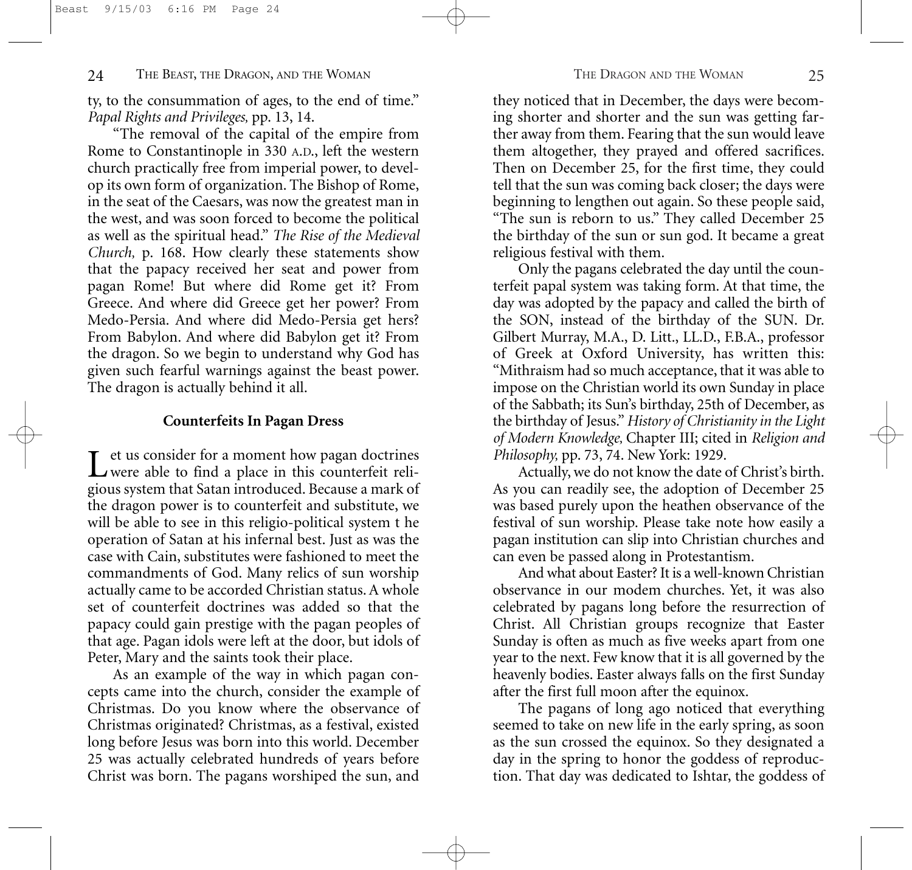ty, to the consummation of ages, to the end of time." *Papal Rights and Privileges,* pp. 13, 14.

"The removal of the capital of the empire from Rome to Constantinople in 330 A.D., left the western church practically free from imperial power, to develop its own form of organization. The Bishop of Rome, in the seat of the Caesars, was now the greatest man in the west, and was soon forced to become the political as well as the spiritual head." *The Rise of the Medieval Church,* p. 168. How clearly these statements show that the papacy received her seat and power from pagan Rome! But where did Rome get it? From Greece. And where did Greece get her power? From Medo-Persia. And where did Medo-Persia get hers? From Babylon. And where did Babylon get it? From the dragon. So we begin to understand why God has given such fearful warnings against the beast power. The dragon is actually behind it all.

**Counterfeits In Pagan Dress**

Let us consider for a moment how pagan doctrines were able to find a place in this counterfeit religious system that Satan introduced. Because a mark of the dragon power is to counterfeit and substitute, we will be able to see in this religio-political system t he operation of Satan at his infernal best. Just as was the case with Cain, substitutes were fashioned to meet the commandments of God. Many relics of sun worship actually came to be accorded Christian status. A whole set of counterfeit doctrines was added so that the papacy could gain prestige with the pagan peoples of that age. Pagan idols were left at the door, but idols of Peter, Mary and the saints took their place.

As an example of the way in which pagan concepts came into the church, consider the example of Christmas. Do you know where the observance of Christmas originated? Christmas, as a festival, existed long before Jesus was born into this world. December 25 was actually celebrated hundreds of years before Christ was born. The pagans worshiped the sun, and they noticed that in December, the days were becoming shorter and shorter and the sun was getting farther away from them. Fearing that the sun would leave them altogether, they prayed and offered sacrifices. Then on December 25, for the first time, they could tell that the sun was coming back closer; the days were beginning to lengthen out again. So these people said, "The sun is reborn to us." They called December 25 the birthday of the sun or sun god. It became a great religious festival with them.

Only the pagans celebrated the day until the counterfeit papal system was taking form. At that time, the day was adopted by the papacy and called the birth of the SON, instead of the birthday of the SUN. Dr. Gilbert Murray, M.A., D. Litt., LL.D., F.B.A., professor of Greek at Oxford University, has written this: "Mithraism had so much acceptance, that it was able to impose on the Christian world its own Sunday in place of the Sabbath; its Sun's birthday, 25th of December, as the birthday of Jesus." *History of Christianity in the Light of Modern Knowledge,* Chapter III; cited in *Religion and Philosophy,* pp. 73, 74. New York: 1929.

Actually, we do not know the date of Christ's birth. As you can readily see, the adoption of December 25 was based purely upon the heathen observance of the festival of sun worship. Please take note how easily a pagan institution can slip into Christian churches and can even be passed along in Protestantism.

And what about Easter? It is a well-known Christian observance in our modem churches. Yet, it was also celebrated by pagans long before the resurrection of Christ. All Christian groups recognize that Easter Sunday is often as much as five weeks apart from one year to the next. Few know that it is all governed by the heavenly bodies. Easter always falls on the first Sunday after the first full moon after the equinox.

The pagans of long ago noticed that everything seemed to take on new life in the early spring, as soon as the sun crossed the equinox. So they designated a day in the spring to honor the goddess of reproduction. That day was dedicated to Ishtar, the goddess of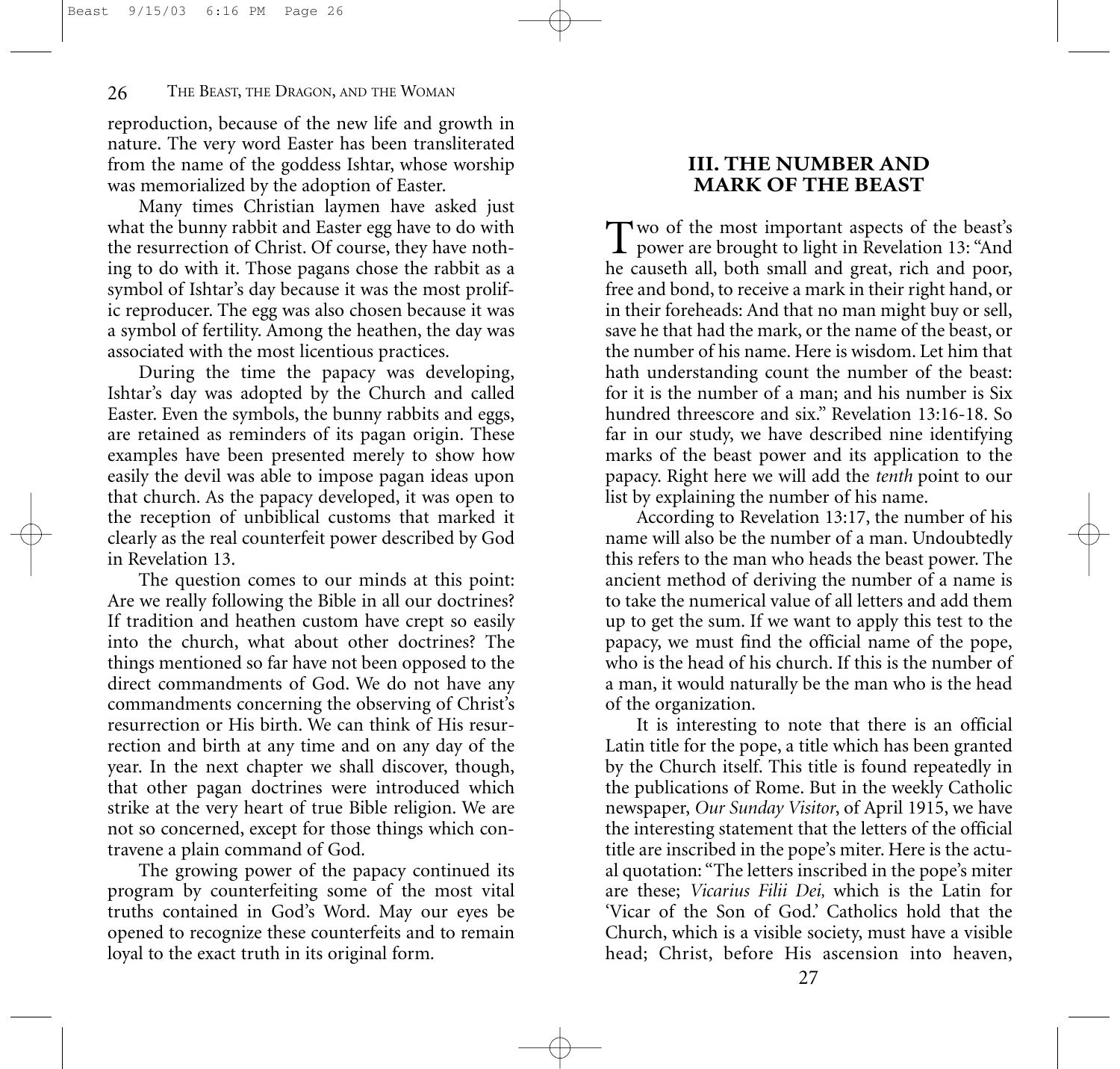reproduction, because of the new life and growth in nature. The very word Easter has been transliterated from the name of the goddess Ishtar, whose worship was memorialized by the adoption of Easter.

Many times Christian laymen have asked just what the bunny rabbit and Easter egg have to do with the resurrection of Christ. Of course, they have nothing to do with it. Those pagans chose the rabbit as a symbol of Ishtar's day because it was the most prolific reproducer. The egg was also chosen because it was a symbol of fertility. Among the heathen, the day was associated with the most licentious practices.

During the time the papacy was developing, Ishtar's day was adopted by the Church and called Easter. Even the symbols, the bunny rabbits and eggs, are retained as reminders of its pagan origin. These examples have been presented merely to show how easily the devil was able to impose pagan ideas upon that church. As the papacy developed, it was open to the reception of unbiblical customs that marked it clearly as the real counterfeit power described by God in Revelation 13.

The question comes to our minds at this point: Are we really following the Bible in all our doctrines? If tradition and heathen custom have crept so easily into the church, what about other doctrines? The things mentioned so far have not been opposed to the direct commandments of God. We do not have any commandments concerning the observing of Christ's resurrection or His birth. We can think of His resurrection and birth at any time and on any day of the year. In the next chapter we shall discover, though, that other pagan doctrines were introduced which strike at the very heart of true Bible religion. We are not so concerned, except for those things which contravene a plain command of God.

The growing power of the papacy continued its program by counterfeiting some of the most vital truths contained in God's Word. May our eyes be opened to recognize these counterfeits and to remain loyal to the exact truth in its original form.

## III. THE NUMBER AND MARK OF THE BEAST

Two of the most important aspects of the beast's power are brought to light in Revelation 13: "And he causeth all, both small and great, rich and poor, free and bond, to receive a mark in their right hand, or in their foreheads: And that no man might buy or sell, save he that had the mark, or the name of the beast, or the number of his name. Here is wisdom. Let him that hath understanding count the number of the beast: for it is the number of a man; and his number is Six hundred threescore and six." Revelation 13:16-18. So far in our study, we have described nine identifying marks of the beast power and its application to the papacy. Right here we will add the *tenth* point to our list by explaining the number of his name.

According to Revelation 13:17, the number of his name will also be the number of a man. Undoubtedly this refers to the man who heads the beast power. The ancient method of deriving the number of a name is to take the numerical value of all letters and add them up to get the sum. If we want to apply this test to the papacy, we must find the official name of the pope, who is the head of his church. If this is the number of a man, it would naturally be the man who is the head of the organization.

It is interesting to note that there is an official Latin title for the pope, a title which has been granted by the Church itself. This title is found repeatedly in the publications of Rome. But in the weekly Catholic newspaper, *Our Sunday Visitor*, of April 1915, we have the interesting statement that the letters of the official title are inscribed in the pope's miter. Here is the actual quotation: "The letters inscribed in the pope's miter are these; *Vicarius Filii Dei,* which is the Latin for 'Vicar of the Son of God.' Catholics hold that the Church, which is a visible society, must have a visible head; Christ, before His ascension into heaven,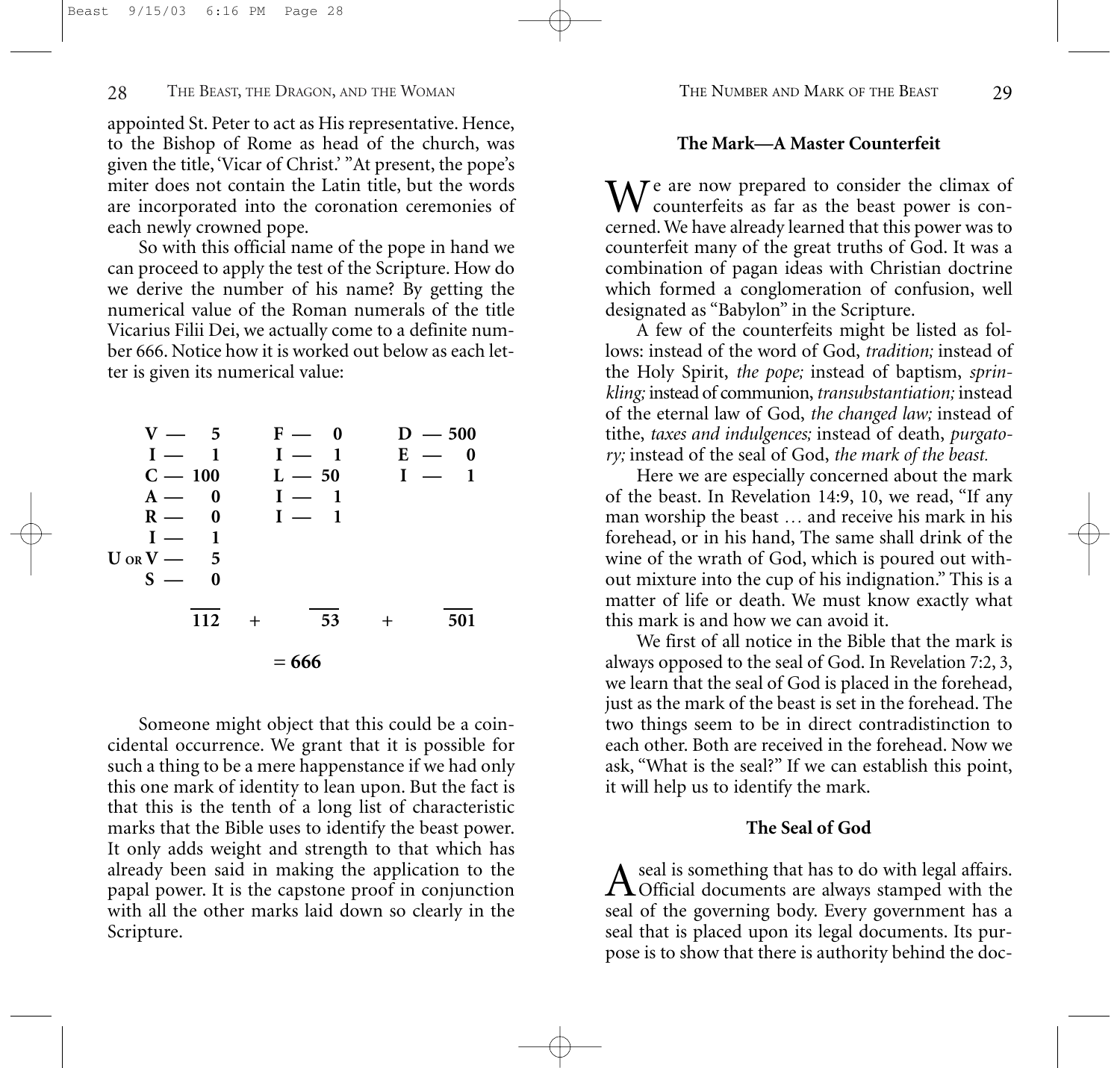appointed St. Peter to act as His representative. Hence, to the Bishop of Rome as head of the church, was given the title, 'Vicar of Christ.' "At present, the pope's miter does not contain the Latin title, but the words are incorporated into the coronation ceremonies of each newly crowned pope.

So with this official name of the pope in hand we can proceed to apply the test of the Scripture. How do we derive the number of his name? By getting the numerical value of the Roman numerals of the title Vicarius Filii Dei, we actually come to a definite number 666. Notice how it is worked out below as each letter is given its numerical value:

| | | | | | | |
|---|---|---|---|---|---|---|
| **V —** | **5** | **F —** | **0** | **D —** | **500** | |
| **I —** | **1** | **I —** | **1** | **E —** | **0** | |
| **C —** | **100** | **L —** | **50** | **I —** | **1** | |
| **A —** | **0** | **I —** | **1** | | | |
| **R —** | **0** | **I —** | **1** | | | |
| **I —** | **1** | | | | | |
| **U or V —** | **5** | | | | | |
| **S —** | **0** | | | | | |
| | **112** | + | **53** | + | **501** | |

**= 666**

Someone might object that this could be a coincidental occurrence. We grant that it is possible for such a thing to be a mere happenstance if we had only this one mark of identity to lean upon. But the fact is that this is the tenth of a long list of characteristic marks that the Bible uses to identify the beast power. It only adds weight and strength to that which has already been said in making the application to the papal power. It is the capstone proof in conjunction with all the other marks laid down so clearly in the Scripture.

### The Mark—A Master Counterfeit

We are now prepared to consider the climax of counterfeits as far as the beast power is concerned. We have already learned that this power was to counterfeit many of the great truths of God. It was a combination of pagan ideas with Christian doctrine which formed a conglomeration of confusion, well designated as "Babylon" in the Scripture.

A few of the counterfeits might be listed as follows: instead of the word of God, *tradition;* instead of the Holy Spirit, *the pope;* instead of baptism, *sprinkling;* instead of communion, *transubstantiation;* instead of the eternal law of God, *the changed law;* instead of tithe, *taxes and indulgences;* instead of death, *purgatory;* instead of the seal of God, *the mark of the beast.*

Here we are especially concerned about the mark of the beast. In Revelation 14:9, 10, we read, "If any man worship the beast … and receive his mark in his forehead, or in his hand, The same shall drink of the wine of the wrath of God, which is poured out without mixture into the cup of his indignation." This is a matter of life or death. We must know exactly what this mark is and how we can avoid it.

We first of all notice in the Bible that the mark is always opposed to the seal of God. In Revelation 7:2, 3, we learn that the seal of God is placed in the forehead, just as the mark of the beast is set in the forehead. The two things seem to be in direct contradistinction to each other. Both are received in the forehead. Now we ask, "What is the seal?" If we can establish this point, it will help us to identify the mark.

### The Seal of God

A seal is something that has to do with legal affairs. Official documents are always stamped with the seal of the governing body. Every government has a seal that is placed upon its legal documents. Its purpose is to show that there is authority behind the doc-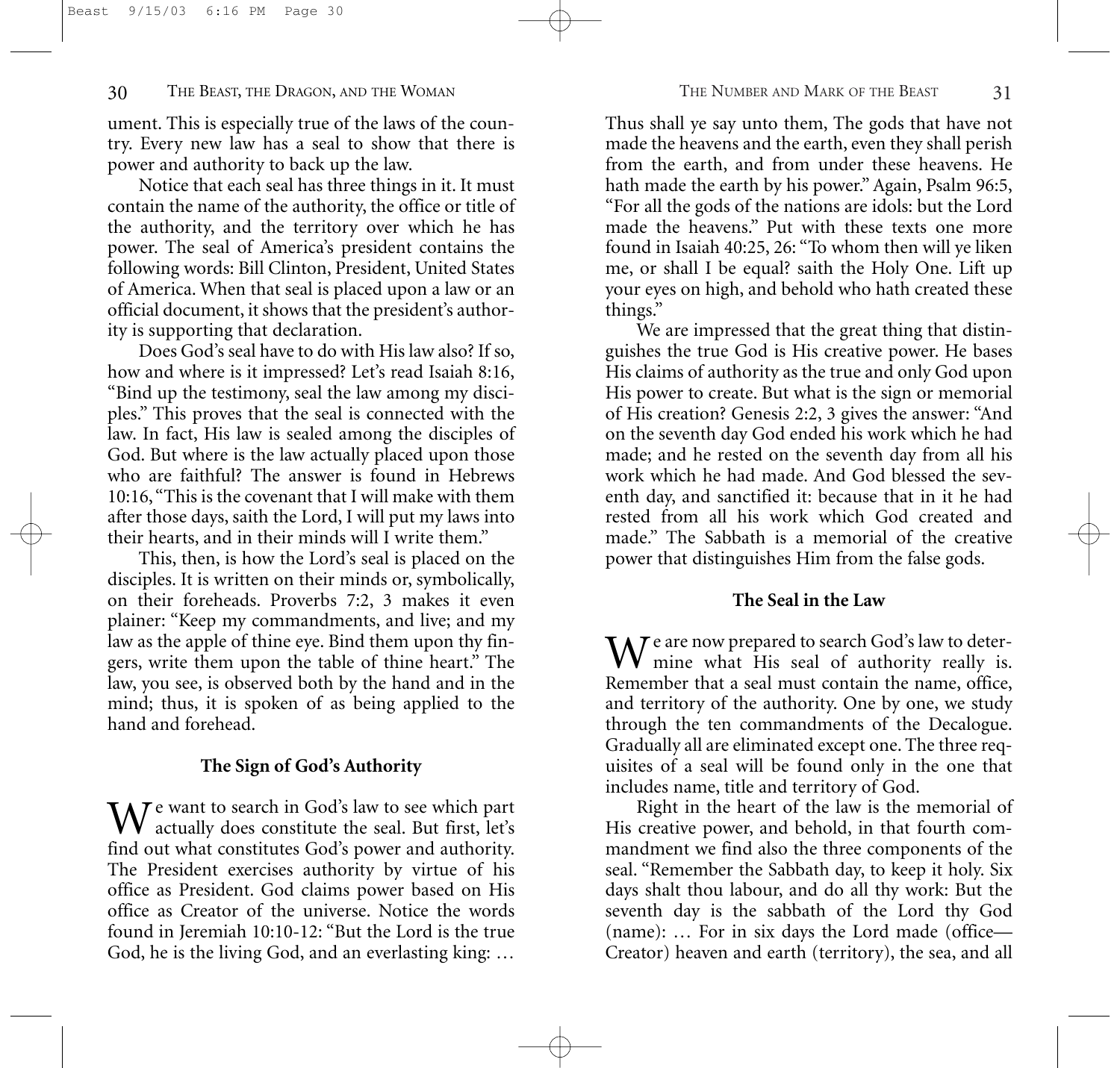ument. This is especially true of the laws of the country. Every new law has a seal to show that there is power and authority to back up the law.

Notice that each seal has three things in it. It must contain the name of the authority, the office or title of the authority, and the territory over which he has power. The seal of America's president contains the following words: Bill Clinton, President, United States of America. When that seal is placed upon a law or an official document, it shows that the president's authority is supporting that declaration.

Does God's seal have to do with His law also? If so, how and where is it impressed? Let's read Isaiah 8:16, "Bind up the testimony, seal the law among my disciples." This proves that the seal is connected with the law. In fact, His law is sealed among the disciples of God. But where is the law actually placed upon those who are faithful? The answer is found in Hebrews 10:16, "This is the covenant that I will make with them after those days, saith the Lord, I will put my laws into their hearts, and in their minds will I write them."

This, then, is how the Lord's seal is placed on the disciples. It is written on their minds or, symbolically, on their foreheads. Proverbs 7:2, 3 makes it even plainer: "Keep my commandments, and live; and my law as the apple of thine eye. Bind them upon thy fingers, write them upon the table of thine heart." The law, you see, is observed both by the hand and in the mind; thus, it is spoken of as being applied to the hand and forehead.

### The Sign of God's Authority

We want to search in God's law to see which part actually does constitute the seal. But first, let's find out what constitutes God's power and authority. The President exercises authority by virtue of his office as President. God claims power based on His office as Creator of the universe. Notice the words found in Jeremiah 10:10-12: "But the Lord is the true God, he is the living God, and an everlasting king: … Thus shall ye say unto them, The gods that have not made the heavens and the earth, even they shall perish from the earth, and from under these heavens. He hath made the earth by his power." Again, Psalm 96:5, "For all the gods of the nations are idols: but the Lord made the heavens." Put with these texts one more found in Isaiah 40:25, 26: "To whom then will ye liken me, or shall I be equal? saith the Holy One. Lift up your eyes on high, and behold who hath created these things."

We are impressed that the great thing that distinguishes the true God is His creative power. He bases His claims of authority as the true and only God upon His power to create. But what is the sign or memorial of His creation? Genesis 2:2, 3 gives the answer: "And on the seventh day God ended his work which he had made; and he rested on the seventh day from all his work which he had made. And God blessed the seventh day, and sanctified it: because that in it he had rested from all his work which God created and made." The Sabbath is a memorial of the creative power that distinguishes Him from the false gods.

### The Seal in the Law

We are now prepared to search God's law to determine what His seal of authority really is. Remember that a seal must contain the name, office, and territory of the authority. One by one, we study through the ten commandments of the Decalogue. Gradually all are eliminated except one. The three requisites of a seal will be found only in the one that includes name, title and territory of God.

Right in the heart of the law is the memorial of His creative power, and behold, in that fourth commandment we find also the three components of the seal. "Remember the Sabbath day, to keep it holy. Six days shalt thou labour, and do all thy work: But the seventh day is the sabbath of the Lord thy God (name): … For in six days the Lord made (office—Creator) heaven and earth (territory), the sea, and all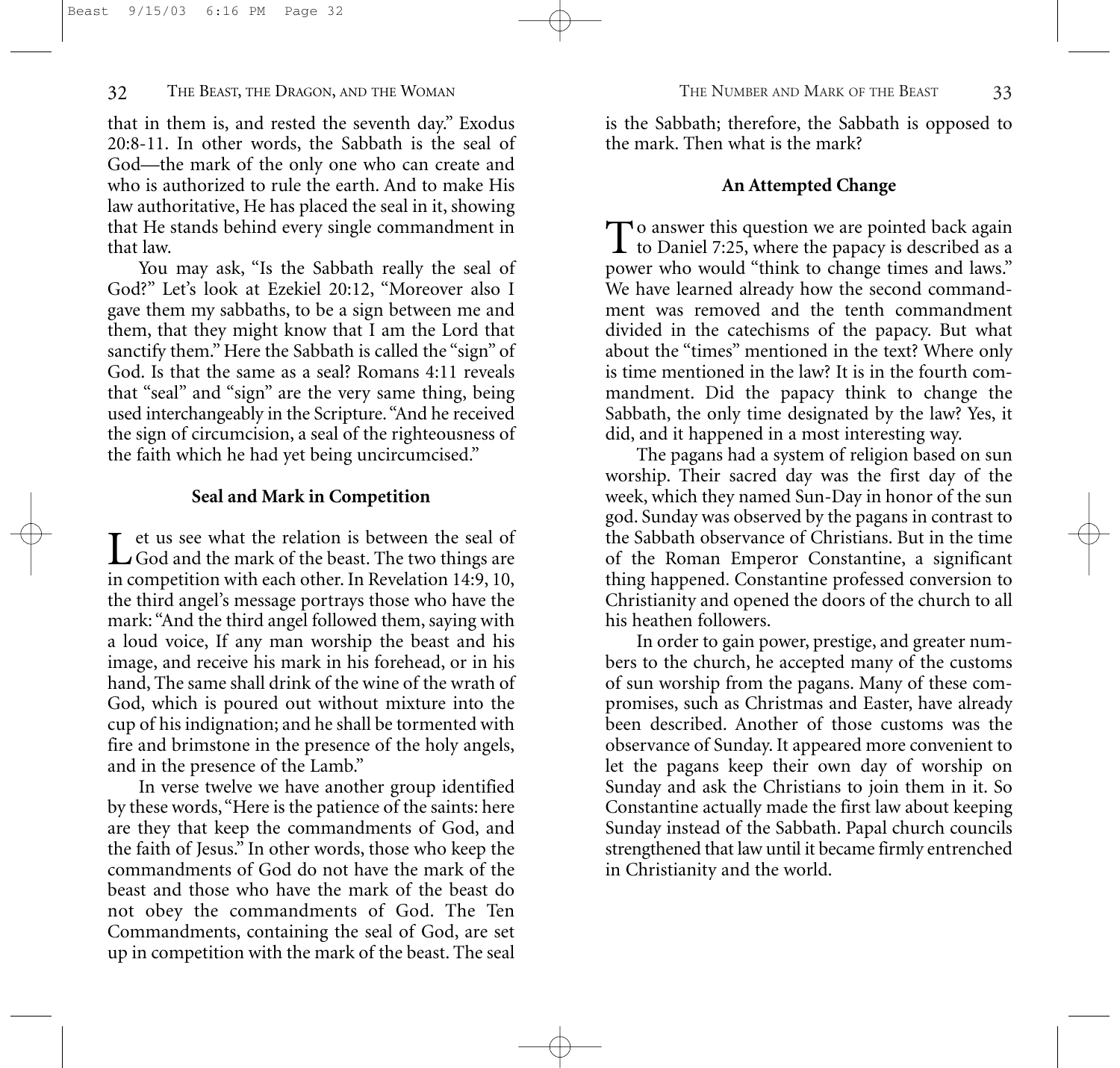that in them is, and rested the seventh day." Exodus 20:8-11. In other words, the Sabbath is the seal of God—the mark of the only one who can create and who is authorized to rule the earth. And to make His law authoritative, He has placed the seal in it, showing that He stands behind every single commandment in that law.

You may ask, "Is the Sabbath really the seal of God?" Let's look at Ezekiel 20:12, "Moreover also I gave them my sabbaths, to be a sign between me and them, that they might know that I am the Lord that sanctify them." Here the Sabbath is called the "sign" of God. Is that the same as a seal? Romans 4:11 reveals that "seal" and "sign" are the very same thing, being used interchangeably in the Scripture. "And he received the sign of circumcision, a seal of the righteousness of the faith which he had yet being uncircumcised."

### Seal and Mark in Competition

Let us see what the relation is between the seal of God and the mark of the beast. The two things are in competition with each other. In Revelation 14:9, 10, the third angel's message portrays those who have the mark: "And the third angel followed them, saying with a loud voice, If any man worship the beast and his image, and receive his mark in his forehead, or in his hand, The same shall drink of the wine of the wrath of God, which is poured out without mixture into the cup of his indignation; and he shall be tormented with fire and brimstone in the presence of the holy angels, and in the presence of the Lamb."

In verse twelve we have another group identified by these words, "Here is the patience of the saints: here are they that keep the commandments of God, and the faith of Jesus." In other words, those who keep the commandments of God do not have the mark of the beast and those who have the mark of the beast do not obey the commandments of God. The Ten Commandments, containing the seal of God, are set up in competition with the mark of the beast. The seal is the Sabbath; therefore, the Sabbath is opposed to the mark. Then what is the mark?

### An Attempted Change

To answer this question we are pointed back again to Daniel 7:25, where the papacy is described as a power who would "think to change times and laws." We have learned already how the second commandment was removed and the tenth commandment divided in the catechisms of the papacy. But what about the "times" mentioned in the text? Where only is time mentioned in the law? It is in the fourth commandment. Did the papacy think to change the Sabbath, the only time designated by the law? Yes, it did, and it happened in a most interesting way.

The pagans had a system of religion based on sun worship. Their sacred day was the first day of the week, which they named Sun-Day in honor of the sun god. Sunday was observed by the pagans in contrast to the Sabbath observance of Christians. But in the time of the Roman Emperor Constantine, a significant thing happened. Constantine professed conversion to Christianity and opened the doors of the church to all his heathen followers.

In order to gain power, prestige, and greater numbers to the church, he accepted many of the customs of sun worship from the pagans. Many of these compromises, such as Christmas and Easter, have already been described. Another of those customs was the observance of Sunday. It appeared more convenient to let the pagans keep their own day of worship on Sunday and ask the Christians to join them in it. So Constantine actually made the first law about keeping Sunday instead of the Sabbath. Papal church councils strengthened that law until it became firmly entrenched in Christianity and the world.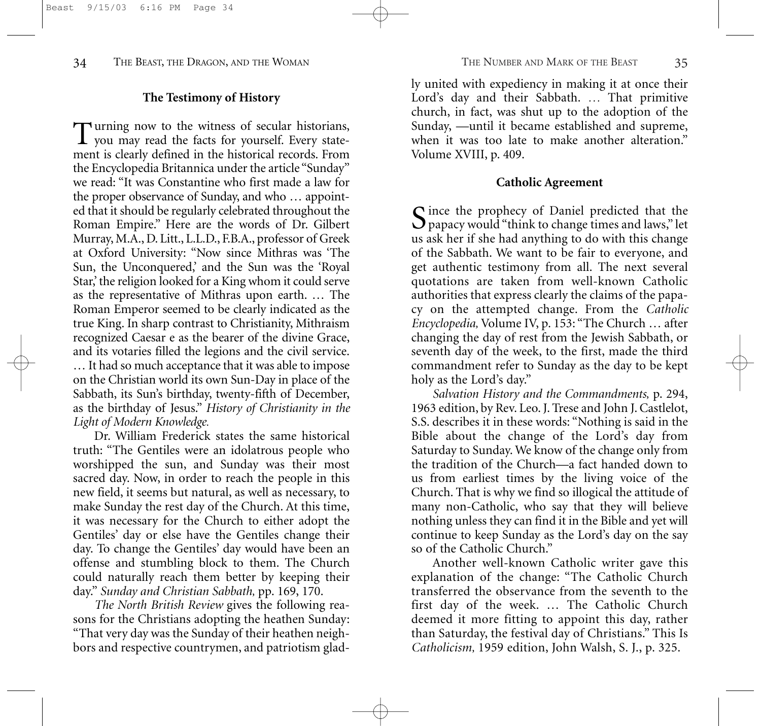### The Testimony of History

Turning now to the witness of secular historians, you may read the facts for yourself. Every statement is clearly defined in the historical records. From the Encyclopedia Britannica under the article "Sunday" we read: "It was Constantine who first made a law for the proper observance of Sunday, and who … appointed that it should be regularly celebrated throughout the Roman Empire." Here are the words of Dr. Gilbert Murray, M.A., D. Litt., L.L.D., F.B.A., professor of Greek at Oxford University: "Now since Mithras was 'The Sun, the Unconquered,' and the Sun was the 'Royal Star,' the religion looked for a King whom it could serve as the representative of Mithras upon earth. … The Roman Emperor seemed to be clearly indicated as the true King. In sharp contrast to Christianity, Mithraism recognized Caesar e as the bearer of the divine Grace, and its votaries filled the legions and the civil service. … It had so much acceptance that it was able to impose on the Christian world its own Sun-Day in place of the Sabbath, its Sun's birthday, twenty-fifth of December, as the birthday of Jesus." *History of Christianity in the Light of Modern Knowledge.*

Dr. William Frederick states the same historical truth: "The Gentiles were an idolatrous people who worshipped the sun, and Sunday was their most sacred day. Now, in order to reach the people in this new field, it seems but natural, as well as necessary, to make Sunday the rest day of the Church. At this time, it was necessary for the Church to either adopt the Gentiles' day or else have the Gentiles change their day. To change the Gentiles' day would have been an offense and stumbling block to them. The Church could naturally reach them better by keeping their day." *Sunday and Christian Sabbath,* pp. 169, 170.

*The North British Review* gives the following reasons for the Christians adopting the heathen Sunday: "That very day was the Sunday of their heathen neighbors and respective countrymen, and patriotism gladly united with expediency in making it at once their Lord's day and their Sabbath. … That primitive church, in fact, was shut up to the adoption of the Sunday, —until it became established and supreme, when it was too late to make another alteration." Volume XVIII, p. 409.

### Catholic Agreement

Since the prophecy of Daniel predicted that the papacy would "think to change times and laws," let us ask her if she had anything to do with this change of the Sabbath. We want to be fair to everyone, and get authentic testimony from all. The next several quotations are taken from well-known Catholic authorities that express clearly the claims of the papacy on the attempted change. From the *Catholic Encyclopedia,* Volume IV, p. 153: "The Church … after changing the day of rest from the Jewish Sabbath, or seventh day of the week, to the first, made the third commandment refer to Sunday as the day to be kept holy as the Lord's day."

*Salvation History and the Commandments,* p. 294, 1963 edition, by Rev. Leo. J. Trese and John J. Castlelot, S.S. describes it in these words: "Nothing is said in the Bible about the change of the Lord's day from Saturday to Sunday. We know of the change only from the tradition of the Church—a fact handed down to us from earliest times by the living voice of the Church. That is why we find so illogical the attitude of many non-Catholic, who say that they will believe nothing unless they can find it in the Bible and yet will continue to keep Sunday as the Lord's day on the say so of the Catholic Church."

Another well-known Catholic writer gave this explanation of the change: "The Catholic Church transferred the observance from the seventh to the first day of the week. … The Catholic Church deemed it more fitting to appoint this day, rather than Saturday, the festival day of Christians." This Is *Catholicism,* 1959 edition, John Walsh, S. J., p. 325.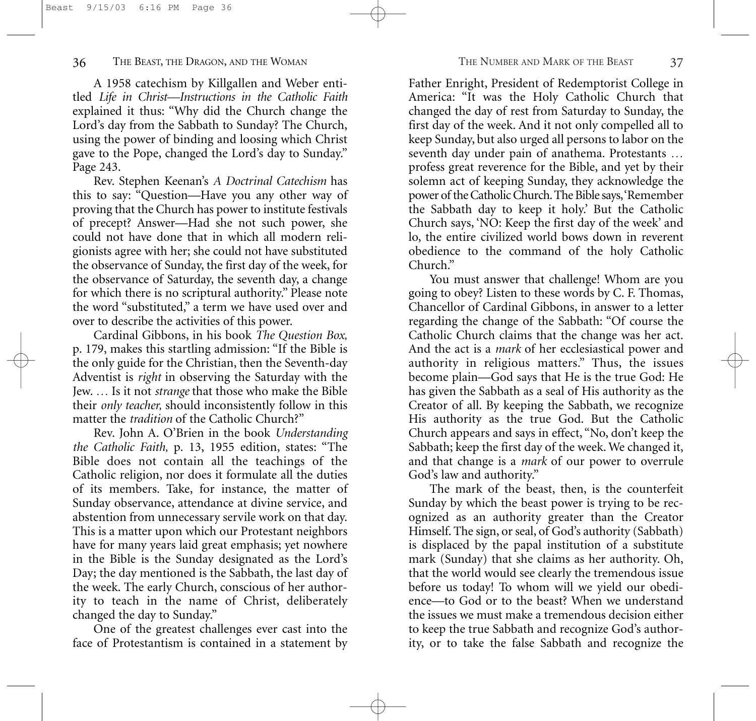A 1958 catechism by Killgallen and Weber entitled *Life in Christ—Instructions in the Catholic Faith* explained it thus: "Why did the Church change the Lord's day from the Sabbath to Sunday? The Church, using the power of binding and loosing which Christ gave to the Pope, changed the Lord's day to Sunday." Page 243.

Rev. Stephen Keenan's *A Doctrinal Catechism* has this to say: "Question—Have you any other way of proving that the Church has power to institute festivals of precept? Answer—Had she not such power, she could not have done that in which all modern religionists agree with her; she could not have substituted the observance of Sunday, the first day of the week, for the observance of Saturday, the seventh day, a change for which there is no scriptural authority." Please note the word "substituted," a term we have used over and over to describe the activities of this power.

Cardinal Gibbons, in his book *The Question Box,* p. 179, makes this startling admission: "If the Bible is the only guide for the Christian, then the Seventh-day Adventist is *right* in observing the Saturday with the Jew. … Is it not *strange* that those who make the Bible their *only teacher,* should inconsistently follow in this matter the *tradition* of the Catholic Church?"

Rev. John A. O'Brien in the book *Understanding the Catholic Faith,* p. 13, 1955 edition, states: "The Bible does not contain all the teachings of the Catholic religion, nor does it formulate all the duties of its members. Take, for instance, the matter of Sunday observance, attendance at divine service, and abstention from unnecessary servile work on that day. This is a matter upon which our Protestant neighbors have for many years laid great emphasis; yet nowhere in the Bible is the Sunday designated as the Lord's Day; the day mentioned is the Sabbath, the last day of the week. The early Church, conscious of her authority to teach in the name of Christ, deliberately changed the day to Sunday."

One of the greatest challenges ever cast into the face of Protestantism is contained in a statement by Father Enright, President of Redemptorist College in America: "It was the Holy Catholic Church that changed the day of rest from Saturday to Sunday, the first day of the week. And it not only compelled all to keep Sunday, but also urged all persons to labor on the seventh day under pain of anathema. Protestants … profess great reverence for the Bible, and yet by their solemn act of keeping Sunday, they acknowledge the power of the Catholic Church. The Bible says, 'Remember the Sabbath day to keep it holy.' But the Catholic Church says, 'NO: Keep the first day of the week' and lo, the entire civilized world bows down in reverent obedience to the command of the holy Catholic Church."

You must answer that challenge! Whom are you going to obey? Listen to these words by C. F. Thomas, Chancellor of Cardinal Gibbons, in answer to a letter regarding the change of the Sabbath: "Of course the Catholic Church claims that the change was her act. And the act is a *mark* of her ecclesiastical power and authority in religious matters." Thus, the issues become plain—God says that He is the true God: He has given the Sabbath as a seal of His authority as the Creator of all. By keeping the Sabbath, we recognize His authority as the true God. But the Catholic Church appears and says in effect, "No, don't keep the Sabbath; keep the first day of the week. We changed it, and that change is a *mark* of our power to overrule God's law and authority."

The mark of the beast, then, is the counterfeit Sunday by which the beast power is trying to be recognized as an authority greater than the Creator Himself. The sign, or seal, of God's authority (Sabbath) is displaced by the papal institution of a substitute mark (Sunday) that she claims as her authority. Oh, that the world would see clearly the tremendous issue before us today! To whom will we yield our obedience—to God or to the beast? When we understand the issues we must make a tremendous decision either to keep the true Sabbath and recognize God's authority, or to take the false Sabbath and recognize the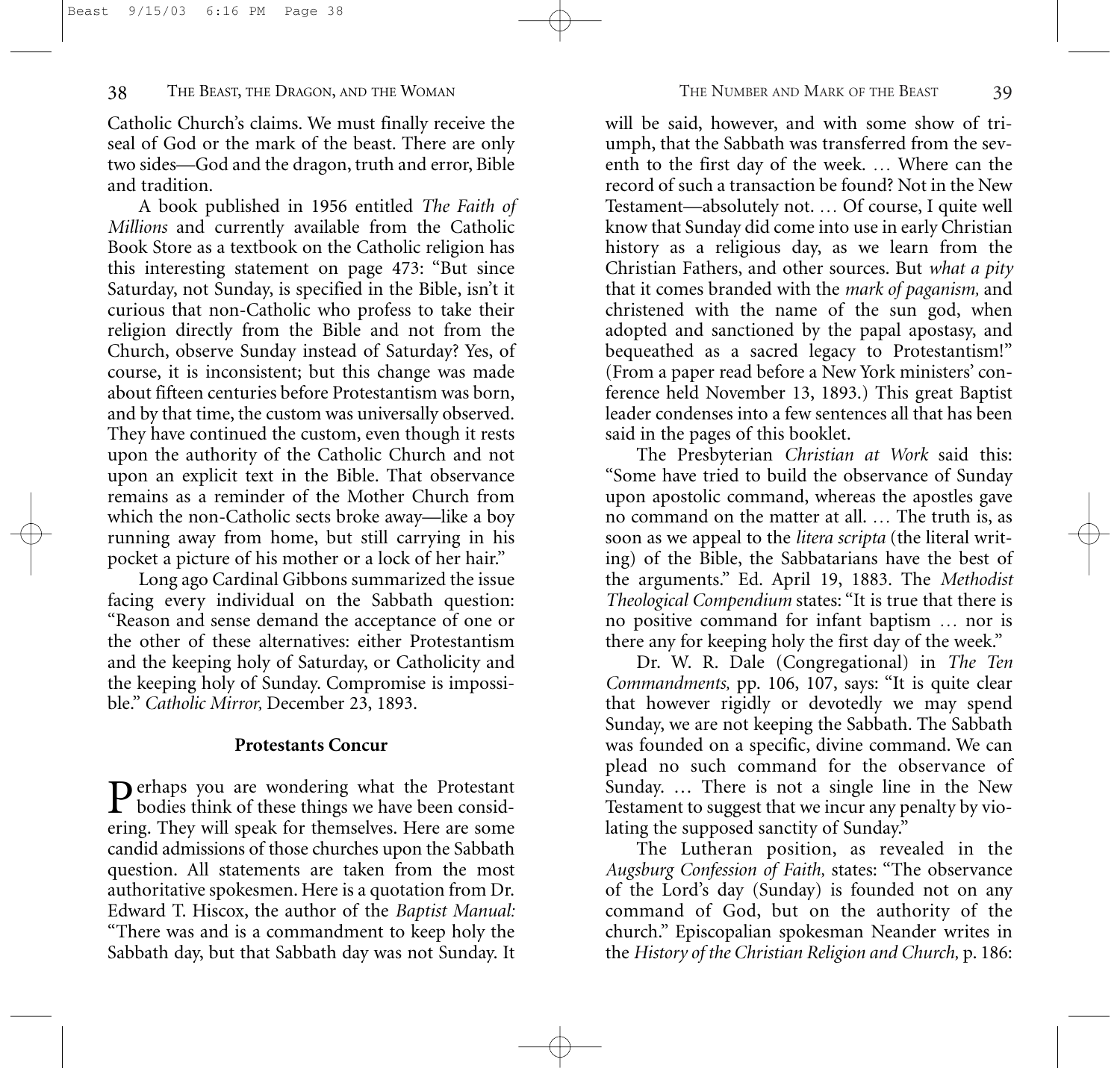Catholic Church's claims. We must finally receive the seal of God or the mark of the beast. There are only two sides—God and the dragon, truth and error, Bible and tradition.

A book published in 1956 entitled *The Faith of Millions* and currently available from the Catholic Book Store as a textbook on the Catholic religion has this interesting statement on page 473: "But since Saturday, not Sunday, is specified in the Bible, isn't it curious that non-Catholic who profess to take their religion directly from the Bible and not from the Church, observe Sunday instead of Saturday? Yes, of course, it is inconsistent; but this change was made about fifteen centuries before Protestantism was born, and by that time, the custom was universally observed. They have continued the custom, even though it rests upon the authority of the Catholic Church and not upon an explicit text in the Bible. That observance remains as a reminder of the Mother Church from which the non-Catholic sects broke away—like a boy running away from home, but still carrying in his pocket a picture of his mother or a lock of her hair."

Long ago Cardinal Gibbons summarized the issue facing every individual on the Sabbath question: "Reason and sense demand the acceptance of one or the other of these alternatives: either Protestantism and the keeping holy of Saturday, or Catholicity and the keeping holy of Sunday. Compromise is impossible." *Catholic Mirror,* December 23, 1893.

**Protestants Concur**

Perhaps you are wondering what the Protestant bodies think of these things we have been considering. They will speak for themselves. Here are some candid admissions of those churches upon the Sabbath question. All statements are taken from the most authoritative spokesmen. Here is a quotation from Dr. Edward T. Hiscox, the author of the *Baptist Manual:* "There was and is a commandment to keep holy the Sabbath day, but that Sabbath day was not Sunday. It will be said, however, and with some show of triumph, that the Sabbath was transferred from the seventh to the first day of the week. … Where can the record of such a transaction be found? Not in the New Testament—absolutely not. … Of course, I quite well know that Sunday did come into use in early Christian history as a religious day, as we learn from the Christian Fathers, and other sources. But *what a pity* that it comes branded with the *mark of paganism,* and christened with the name of the sun god, when adopted and sanctioned by the papal apostasy, and bequeathed as a sacred legacy to Protestantism!" (From a paper read before a New York ministers' conference held November 13, 1893.) This great Baptist leader condenses into a few sentences all that has been said in the pages of this booklet.

The Presbyterian *Christian at Work* said this: "Some have tried to build the observance of Sunday upon apostolic command, whereas the apostles gave no command on the matter at all. … The truth is, as soon as we appeal to the *litera scripta* (the literal writing) of the Bible, the Sabbatarians have the best of the arguments." Ed. April 19, 1883. The *Methodist Theological Compendium* states: "It is true that there is no positive command for infant baptism … nor is there any for keeping holy the first day of the week."

Dr. W. R. Dale (Congregational) in *The Ten Commandments,* pp. 106, 107, says: "It is quite clear that however rigidly or devotedly we may spend Sunday, we are not keeping the Sabbath. The Sabbath was founded on a specific, divine command. We can plead no such command for the observance of Sunday. … There is not a single line in the New Testament to suggest that we incur any penalty by violating the supposed sanctity of Sunday."

The Lutheran position, as revealed in the *Augsburg Confession of Faith,* states: "The observance of the Lord's day (Sunday) is founded not on any command of God, but on the authority of the church." Episcopalian spokesman Neander writes in the *History of the Christian Religion and Church,* p. 186: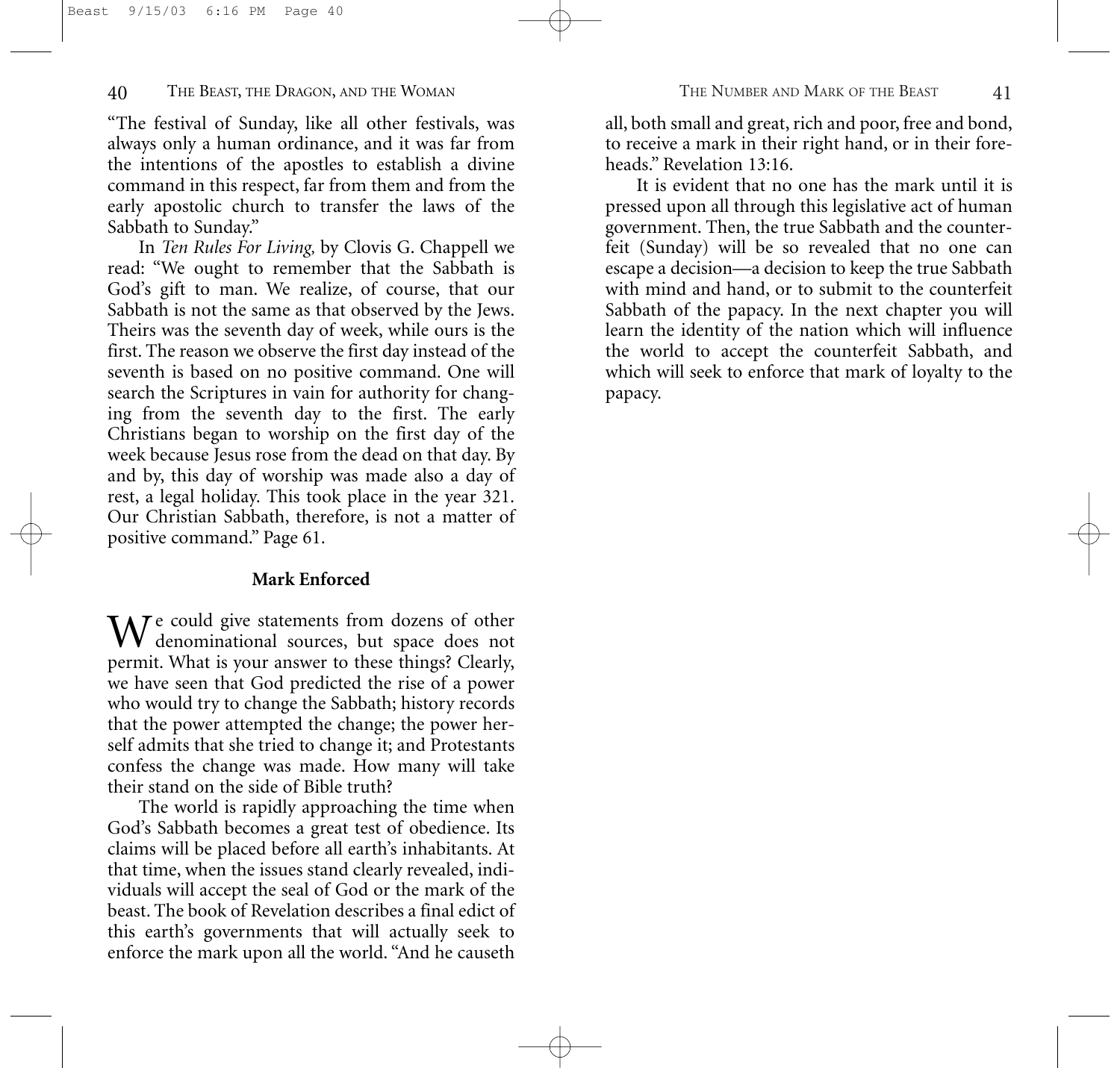"The festival of Sunday, like all other festivals, was always only a human ordinance, and it was far from the intentions of the apostles to establish a divine command in this respect, far from them and from the early apostolic church to transfer the laws of the Sabbath to Sunday."

In *Ten Rules For Living,* by Clovis G. Chappell we read: "We ought to remember that the Sabbath is God's gift to man. We realize, of course, that our Sabbath is not the same as that observed by the Jews. Theirs was the seventh day of week, while ours is the first. The reason we observe the first day instead of the seventh is based on no positive command. One will search the Scriptures in vain for authority for changing from the seventh day to the first. The early Christians began to worship on the first day of the week because Jesus rose from the dead on that day. By and by, this day of worship was made also a day of rest, a legal holiday. This took place in the year 321. Our Christian Sabbath, therefore, is not a matter of positive command." Page 61.

### Mark Enforced

We could give statements from dozens of other denominational sources, but space does not permit. What is your answer to these things? Clearly, we have seen that God predicted the rise of a power who would try to change the Sabbath; history records that the power attempted the change; the power herself admits that she tried to change it; and Protestants confess the change was made. How many will take their stand on the side of Bible truth?

The world is rapidly approaching the time when God's Sabbath becomes a great test of obedience. Its claims will be placed before all earth's inhabitants. At that time, when the issues stand clearly revealed, individuals will accept the seal of God or the mark of the beast. The book of Revelation describes a final edict of this earth's governments that will actually seek to enforce the mark upon all the world. "And he causeth all, both small and great, rich and poor, free and bond, to receive a mark in their right hand, or in their foreheads." Revelation 13:16.

It is evident that no one has the mark until it is pressed upon all through this legislative act of human government. Then, the true Sabbath and the counterfeit (Sunday) will be so revealed that no one can escape a decision—a decision to keep the true Sabbath with mind and hand, or to submit to the counterfeit Sabbath of the papacy. In the next chapter you will learn the identity of the nation which will influence the world to accept the counterfeit Sabbath, and which will seek to enforce that mark of loyalty to the papacy.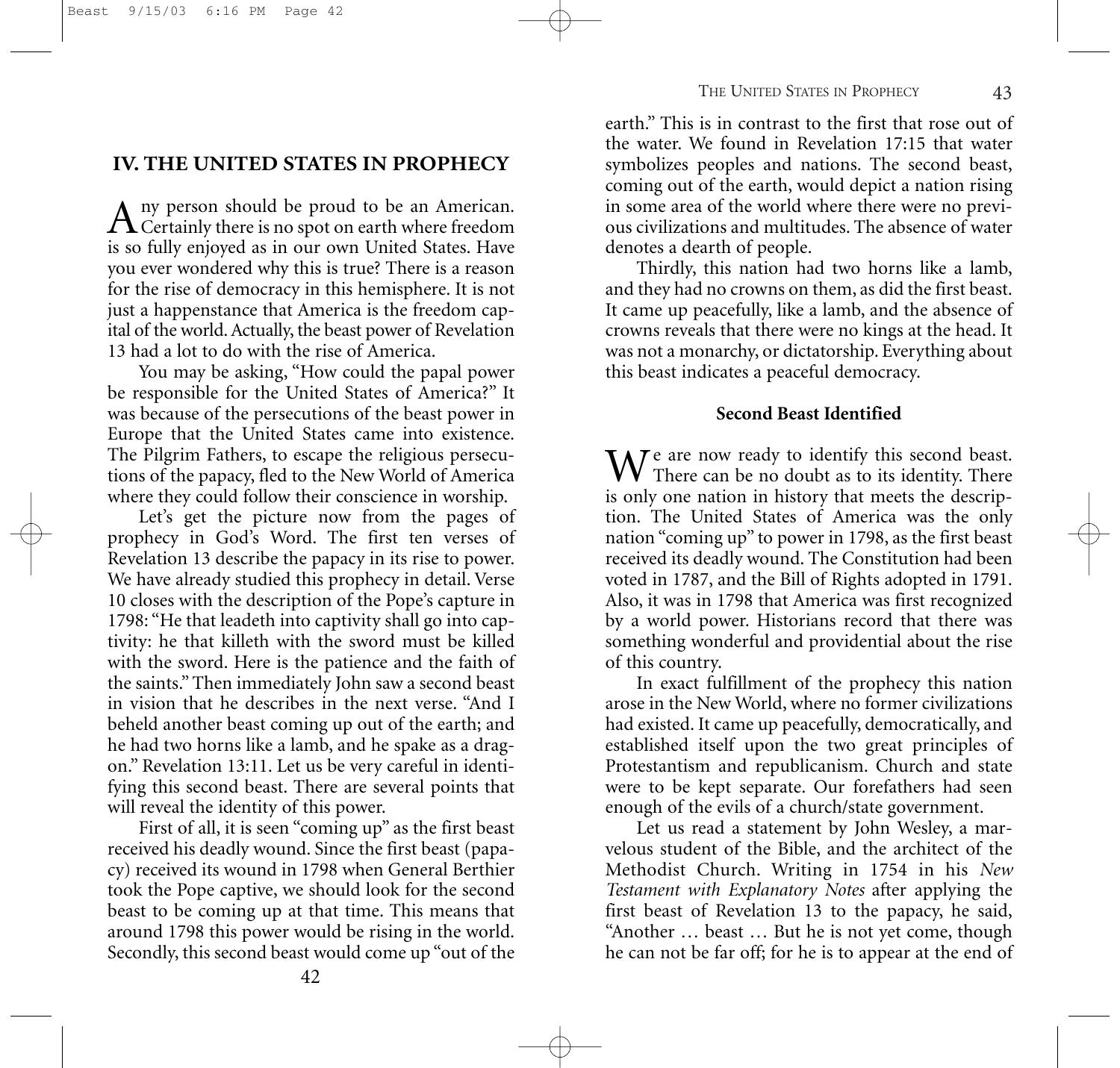## IV. THE UNITED STATES IN PROPHECY

Any person should be proud to be an American. Certainly there is no spot on earth where freedom is so fully enjoyed as in our own United States. Have you ever wondered why this is true? There is a reason for the rise of democracy in this hemisphere. It is not just a happenstance that America is the freedom capital of the world. Actually, the beast power of Revelation 13 had a lot to do with the rise of America.

You may be asking, "How could the papal power be responsible for the United States of America?" It was because of the persecutions of the beast power in Europe that the United States came into existence. The Pilgrim Fathers, to escape the religious persecutions of the papacy, fled to the New World of America where they could follow their conscience in worship.

Let's get the picture now from the pages of prophecy in God's Word. The first ten verses of Revelation 13 describe the papacy in its rise to power. We have already studied this prophecy in detail. Verse 10 closes with the description of the Pope's capture in 1798: "He that leadeth into captivity shall go into captivity: he that killeth with the sword must be killed with the sword. Here is the patience and the faith of the saints." Then immediately John saw a second beast in vision that he describes in the next verse. "And I beheld another beast coming up out of the earth; and he had two horns like a lamb, and he spake as a dragon." Revelation 13:11. Let us be very careful in identifying this second beast. There are several points that will reveal the identity of this power.

First of all, it is seen "coming up" as the first beast received his deadly wound. Since the first beast (papacy) received its wound in 1798 when General Berthier took the Pope captive, we should look for the second beast to be coming up at that time. This means that around 1798 this power would be rising in the world. Secondly, this second beast would come up "out of the earth." This is in contrast to the first that rose out of the water. We found in Revelation 17:15 that water symbolizes peoples and nations. The second beast, coming out of the earth, would depict a nation rising in some area of the world where there were no previous civilizations and multitudes. The absence of water denotes a dearth of people.

Thirdly, this nation had two horns like a lamb, and they had no crowns on them, as did the first beast. It came up peacefully, like a lamb, and the absence of crowns reveals that there were no kings at the head. It was not a monarchy, or dictatorship. Everything about this beast indicates a peaceful democracy.

### Second Beast Identified

We are now ready to identify this second beast. There can be no doubt as to its identity. There is only one nation in history that meets the description. The United States of America was the only nation "coming up" to power in 1798, as the first beast received its deadly wound. The Constitution had been voted in 1787, and the Bill of Rights adopted in 1791. Also, it was in 1798 that America was first recognized by a world power. Historians record that there was something wonderful and providential about the rise of this country.

In exact fulfillment of the prophecy this nation arose in the New World, where no former civilizations had existed. It came up peacefully, democratically, and established itself upon the two great principles of Protestantism and republicanism. Church and state were to be kept separate. Our forefathers had seen enough of the evils of a church/state government.

Let us read a statement by John Wesley, a marvelous student of the Bible, and the architect of the Methodist Church. Writing in 1754 in his *New Testament with Explanatory Notes* after applying the first beast of Revelation 13 to the papacy, he said, "Another … beast … But he is not yet come, though he can not be far off; for he is to appear at the end of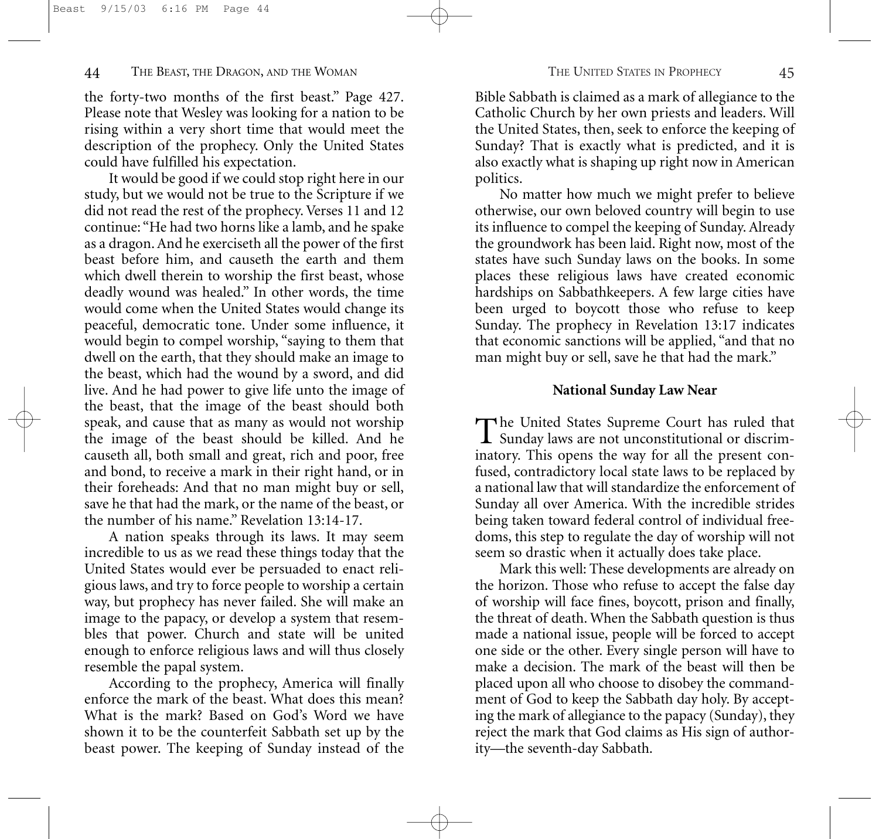the forty-two months of the first beast." Page 427. Please note that Wesley was looking for a nation to be rising within a very short time that would meet the description of the prophecy. Only the United States could have fulfilled his expectation.

It would be good if we could stop right here in our study, but we would not be true to the Scripture if we did not read the rest of the prophecy. Verses 11 and 12 continue: "He had two horns like a lamb, and he spake as a dragon. And he exerciseth all the power of the first beast before him, and causeth the earth and them which dwell therein to worship the first beast, whose deadly wound was healed." In other words, the time would come when the United States would change its peaceful, democratic tone. Under some influence, it would begin to compel worship, "saying to them that dwell on the earth, that they should make an image to the beast, which had the wound by a sword, and did live. And he had power to give life unto the image of the beast, that the image of the beast should both speak, and cause that as many as would not worship the image of the beast should be killed. And he causeth all, both small and great, rich and poor, free and bond, to receive a mark in their right hand, or in their foreheads: And that no man might buy or sell, save he that had the mark, or the name of the beast, or the number of his name." Revelation 13:14-17.

A nation speaks through its laws. It may seem incredible to us as we read these things today that the United States would ever be persuaded to enact religious laws, and try to force people to worship a certain way, but prophecy has never failed. She will make an image to the papacy, or develop a system that resembles that power. Church and state will be united enough to enforce religious laws and will thus closely resemble the papal system.

According to the prophecy, America will finally enforce the mark of the beast. What does this mean? What is the mark? Based on God's Word we have shown it to be the counterfeit Sabbath set up by the beast power. The keeping of Sunday instead of the Bible Sabbath is claimed as a mark of allegiance to the Catholic Church by her own priests and leaders. Will the United States, then, seek to enforce the keeping of Sunday? That is exactly what is predicted, and it is also exactly what is shaping up right now in American politics.

No matter how much we might prefer to believe otherwise, our own beloved country will begin to use its influence to compel the keeping of Sunday. Already the groundwork has been laid. Right now, most of the states have such Sunday laws on the books. In some places these religious laws have created economic hardships on Sabbathkeepers. A few large cities have been urged to boycott those who refuse to keep Sunday. The prophecy in Revelation 13:17 indicates that economic sanctions will be applied, "and that no man might buy or sell, save he that had the mark."

## National Sunday Law Near

The United States Supreme Court has ruled that Sunday laws are not unconstitutional or discriminatory. This opens the way for all the present confused, contradictory local state laws to be replaced by a national law that will standardize the enforcement of Sunday all over America. With the incredible strides being taken toward federal control of individual freedoms, this step to regulate the day of worship will not seem so drastic when it actually does take place.

Mark this well: These developments are already on the horizon. Those who refuse to accept the false day of worship will face fines, boycott, prison and finally, the threat of death. When the Sabbath question is thus made a national issue, people will be forced to accept one side or the other. Every single person will have to make a decision. The mark of the beast will then be placed upon all who choose to disobey the commandment of God to keep the Sabbath day holy. By accepting the mark of allegiance to the papacy (Sunday), they reject the mark that God claims as His sign of authority—the seventh-day Sabbath.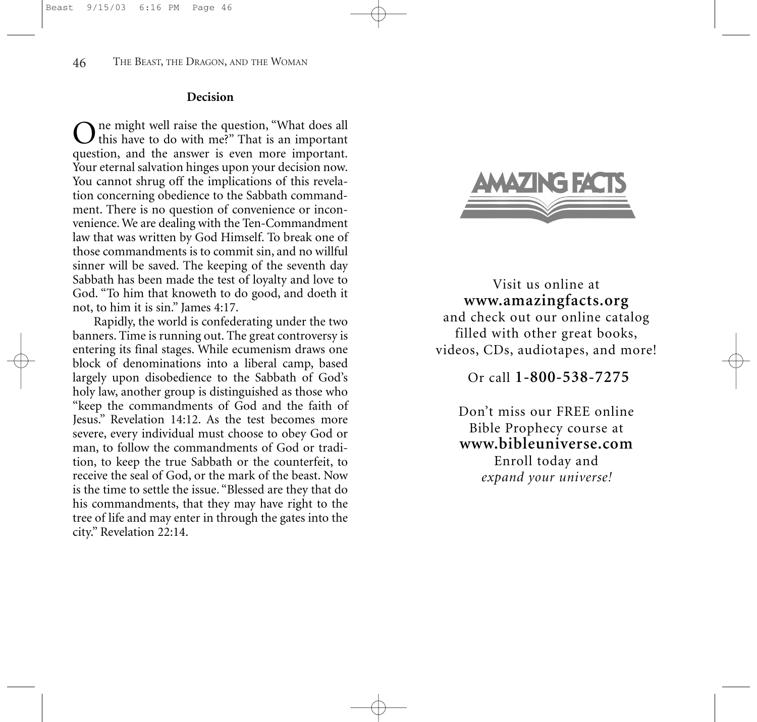## Decision

One might well raise the question, "What does all this have to do with me?" That is an important question, and the answer is even more important. Your eternal salvation hinges upon your decision now. You cannot shrug off the implications of this revelation concerning obedience to the Sabbath commandment. There is no question of convenience or inconvenience. We are dealing with the Ten-Commandment law that was written by God Himself. To break one of those commandments is to commit sin, and no willful sinner will be saved. The keeping of the seventh day Sabbath has been made the test of loyalty and love to God. "To him that knoweth to do good, and doeth it not, to him it is sin." James 4:17.

Rapidly, the world is confederating under the two banners. Time is running out. The great controversy is entering its final stages. While ecumenism draws one block of denominations into a liberal camp, based largely upon disobedience to the Sabbath of God's holy law, another group is distinguished as those who "keep the commandments of God and the faith of Jesus." Revelation 14:12. As the test becomes more severe, every individual must choose to obey God or man, to follow the commandments of God or tradition, to keep the true Sabbath or the counterfeit, to receive the seal of God, or the mark of the beast. Now is the time to settle the issue. "Blessed are they that do his commandments, that they may have right to the tree of life and may enter in through the gates into the city." Revelation 22:14.

AMAZING FACTS

Visit us online at
**www.amazingfacts.org**
and check out our online catalog filled with other great books, videos, CDs, audiotapes, and more!

Or call **1-800-538-7275**

Don't miss our FREE online Bible Prophecy course at
**www.bibleuniverse.com**
Enroll today and
*expand your universe!*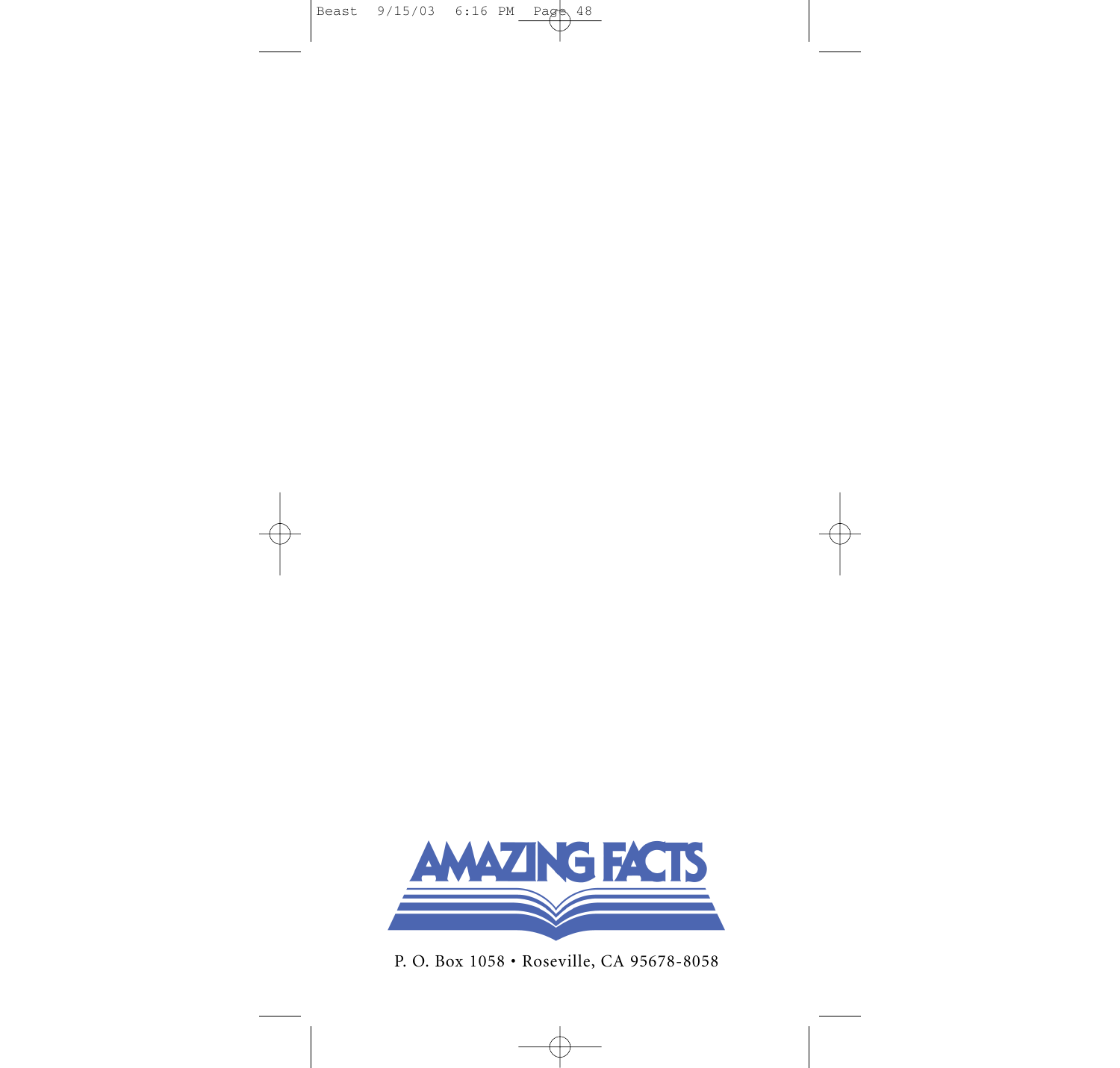AMAZING FACTS

P. O. Box 1058 • Roseville, CA 95678-8058